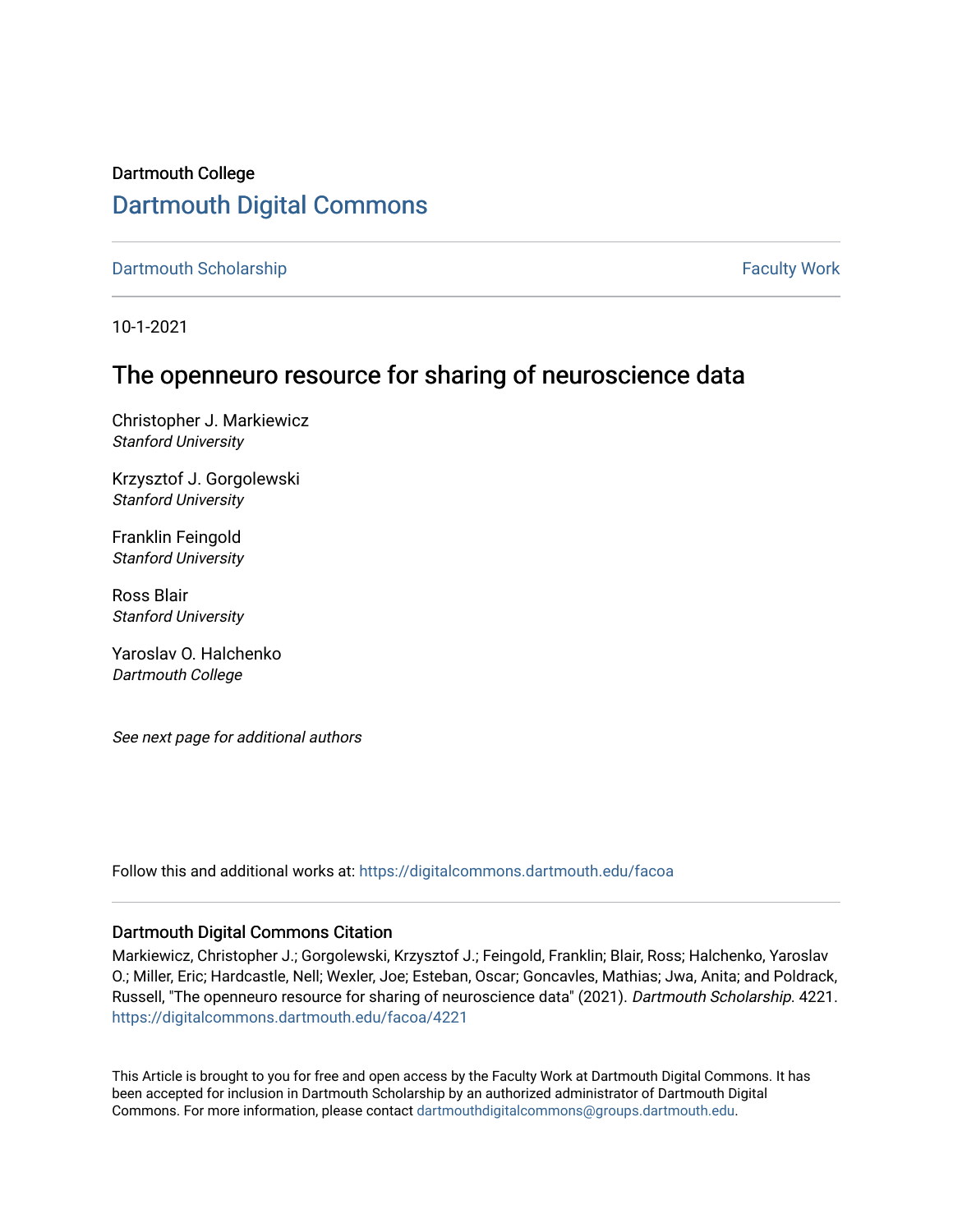Dartmouth College

# Dartmouth Digital Commons

Dartmouth Scholarship | Faculty Work

10-1-2021

## The openneuro resource for sharing of neuroscience data

Christopher J. Markiewicz
*Stanford University*

Krzysztof J. Gorgolewski
*Stanford University*

Franklin Feingold
*Stanford University*

Ross Blair
*Stanford University*

Yaroslav O. Halchenko
*Dartmouth College*

*See next page for additional authors*

Follow this and additional works at: https://digitalcommons.dartmouth.edu/facoa

### Dartmouth Digital Commons Citation

Markiewicz, Christopher J.; Gorgolewski, Krzysztof J.; Feingold, Franklin; Blair, Ross; Halchenko, Yaroslav O.; Miller, Eric; Hardcastle, Nell; Wexler, Joe; Esteban, Oscar; Goncavles, Mathias; Jwa, Anita; and Poldrack, Russell, "The openneuro resource for sharing of neuroscience data" (2021). *Dartmouth Scholarship*. 4221.
https://digitalcommons.dartmouth.edu/facoa/4221

This Article is brought to you for free and open access by the Faculty Work at Dartmouth Digital Commons. It has been accepted for inclusion in Dartmouth Scholarship by an authorized administrator of Dartmouth Digital Commons. For more information, please contact dartmouthdigitalcommons@groups.dartmouth.edu.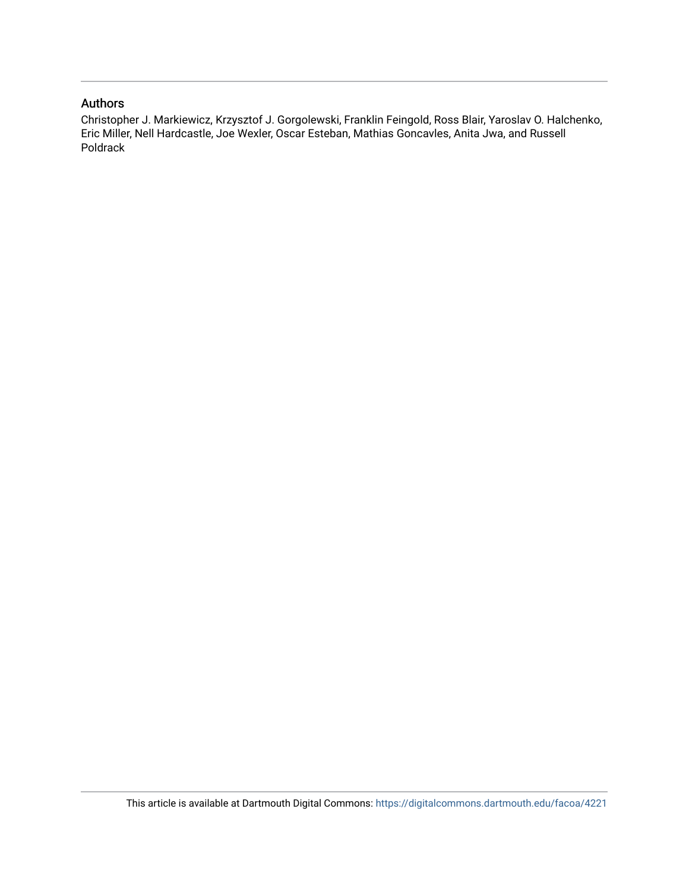## Authors

Christopher J. Markiewicz, Krzysztof J. Gorgolewski, Franklin Feingold, Ross Blair, Yaroslav O. Halchenko, Eric Miller, Nell Hardcastle, Joe Wexler, Oscar Esteban, Mathias Goncavles, Anita Jwa, and Russell Poldrack

This article is available at Dartmouth Digital Commons: https://digitalcommons.dartmouth.edu/facoa/4221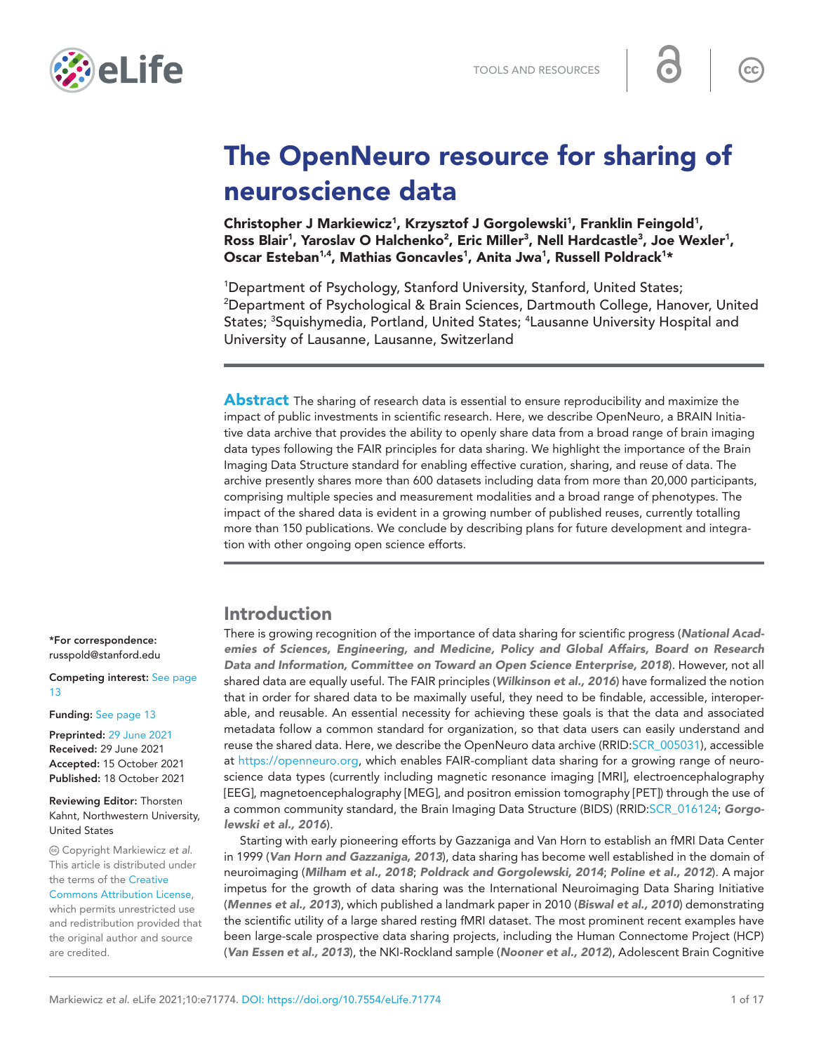# The OpenNeuro resource for sharing of neuroscience data

**Christopher J Markiewicz[1], Krzysztof J Gorgolewski[1], Franklin Feingold[1], Ross Blair[1], Yaroslav O Halchenko[2], Eric Miller[3], Nell Hardcastle[3], Joe Wexler[1], Oscar Esteban[1,4], Mathias Goncavles[1], Anita Jwa[1], Russell Poldrack[1]***

[1]Department of Psychology, Stanford University, Stanford, United States; [2]Department of Psychological & Brain Sciences, Dartmouth College, Hanover, United States; [3]Squishymedia, Portland, United States; [4]Lausanne University Hospital and University of Lausanne, Lausanne, Switzerland

**Abstract** The sharing of research data is essential to ensure reproducibility and maximize the impact of public investments in scientific research. Here, we describe OpenNeuro, a BRAIN Initiative data archive that provides the ability to openly share data from a broad range of brain imaging data types following the FAIR principles for data sharing. We highlight the importance of the Brain Imaging Data Structure standard for enabling effective curation, sharing, and reuse of data. The archive presently shares more than 600 datasets including data from more than 20,000 participants, comprising multiple species and measurement modalities and a broad range of phenotypes. The impact of the shared data is evident in a growing number of published reuses, currently totalling more than 150 publications. We conclude by describing plans for future development and integration with other ongoing open science efforts.

*For correspondence: russpold@stanford.edu

Competing interest: See page 13

Funding: See page 13

Preprinted: 29 June 2021
Received: 29 June 2021
Accepted: 15 October 2021
Published: 18 October 2021

Reviewing Editor: Thorsten Kahnt, Northwestern University, United States

© Copyright Markiewicz *et al.* This article is distributed under the terms of the Creative Commons Attribution License, which permits unrestricted use and redistribution provided that the original author and source are credited.

## Introduction

There is growing recognition of the importance of data sharing for scientific progress (***National Academies of Sciences, Engineering, and Medicine, Policy and Global Affairs, Board on Research Data and Information, Committee on Toward an Open Science Enterprise, 2018***). However, not all shared data are equally useful. The FAIR principles (***Wilkinson et al., 2016***) have formalized the notion that in order for shared data to be maximally useful, they need to be findable, accessible, interoperable, and reusable. An essential necessity for achieving these goals is that the data and associated metadata follow a common standard for organization, so that data users can easily understand and reuse the shared data. Here, we describe the OpenNeuro data archive (RRID:SCR_005031), accessible at https://openneuro.org, which enables FAIR-compliant data sharing for a growing range of neuroscience data types (currently including magnetic resonance imaging [MRI], electroencephalography [EEG], magnetoencephalography [MEG], and positron emission tomography [PET]) through the use of a common community standard, the Brain Imaging Data Structure (BIDS) (RRID:SCR_016124; ***Gorgolewski et al., 2016***).

Starting with early pioneering efforts by Gazzaniga and Van Horn to establish an fMRI Data Center in 1999 (***Van Horn and Gazzaniga, 2013***), data sharing has become well established in the domain of neuroimaging (***Milham et al., 2018***; ***Poldrack and Gorgolewski, 2014***; ***Poline et al., 2012***). A major impetus for the growth of data sharing was the International Neuroimaging Data Sharing Initiative (***Mennes et al., 2013***), which published a landmark paper in 2010 (***Biswal et al., 2010***) demonstrating the scientific utility of a large shared resting fMRI dataset. The most prominent recent examples have been large-scale prospective data sharing projects, including the Human Connectome Project (HCP) (***Van Essen et al., 2013***), the NKI-Rockland sample (***Nooner et al., 2012***), Adolescent Brain Cognitive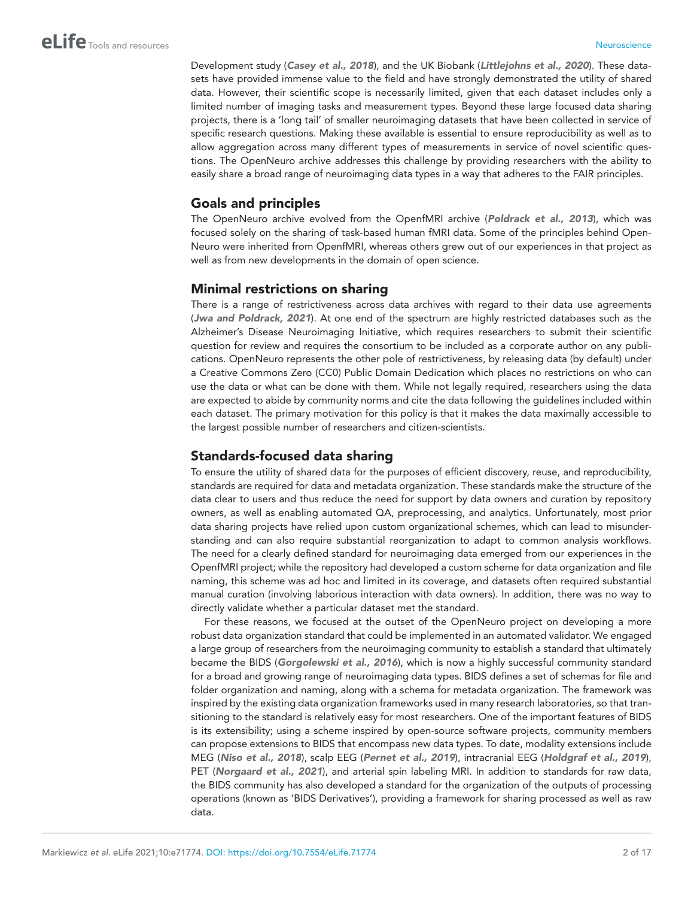Development study (*Casey et al., 2018*), and the UK Biobank (*Littlejohns et al., 2020*). These datasets have provided immense value to the field and have strongly demonstrated the utility of shared data. However, their scientific scope is necessarily limited, given that each dataset includes only a limited number of imaging tasks and measurement types. Beyond these large focused data sharing projects, there is a 'long tail' of smaller neuroimaging datasets that have been collected in service of specific research questions. Making these available is essential to ensure reproducibility as well as to allow aggregation across many different types of measurements in service of novel scientific questions. The OpenNeuro archive addresses this challenge by providing researchers with the ability to easily share a broad range of neuroimaging data types in a way that adheres to the FAIR principles.

## Goals and principles

The OpenNeuro archive evolved from the OpenfMRI archive (*Poldrack et al., 2013*), which was focused solely on the sharing of task-based human fMRI data. Some of the principles behind OpenNeuro were inherited from OpenfMRI, whereas others grew out of our experiences in that project as well as from new developments in the domain of open science.

## Minimal restrictions on sharing

There is a range of restrictiveness across data archives with regard to their data use agreements (*Jwa and Poldrack, 2021*). At one end of the spectrum are highly restricted databases such as the Alzheimer's Disease Neuroimaging Initiative, which requires researchers to submit their scientific question for review and requires the consortium to be included as a corporate author on any publications. OpenNeuro represents the other pole of restrictiveness, by releasing data (by default) under a Creative Commons Zero (CC0) Public Domain Dedication which places no restrictions on who can use the data or what can be done with them. While not legally required, researchers using the data are expected to abide by community norms and cite the data following the guidelines included within each dataset. The primary motivation for this policy is that it makes the data maximally accessible to the largest possible number of researchers and citizen-scientists.

## Standards-focused data sharing

To ensure the utility of shared data for the purposes of efficient discovery, reuse, and reproducibility, standards are required for data and metadata organization. These standards make the structure of the data clear to users and thus reduce the need for support by data owners and curation by repository owners, as well as enabling automated QA, preprocessing, and analytics. Unfortunately, most prior data sharing projects have relied upon custom organizational schemes, which can lead to misunderstanding and can also require substantial reorganization to adapt to common analysis workflows. The need for a clearly defined standard for neuroimaging data emerged from our experiences in the OpenfMRI project; while the repository had developed a custom scheme for data organization and file naming, this scheme was ad hoc and limited in its coverage, and datasets often required substantial manual curation (involving laborious interaction with data owners). In addition, there was no way to directly validate whether a particular dataset met the standard.

For these reasons, we focused at the outset of the OpenNeuro project on developing a more robust data organization standard that could be implemented in an automated validator. We engaged a large group of researchers from the neuroimaging community to establish a standard that ultimately became the BIDS (*Gorgolewski et al., 2016*), which is now a highly successful community standard for a broad and growing range of neuroimaging data types. BIDS defines a set of schemas for file and folder organization and naming, along with a schema for metadata organization. The framework was inspired by the existing data organization frameworks used in many research laboratories, so that transitioning to the standard is relatively easy for most researchers. One of the important features of BIDS is its extensibility; using a scheme inspired by open-source software projects, community members can propose extensions to BIDS that encompass new data types. To date, modality extensions include MEG (*Niso et al., 2018*), scalp EEG (*Pernet et al., 2019*), intracranial EEG (*Holdgraf et al., 2019*), PET (*Norgaard et al., 2021*), and arterial spin labeling MRI. In addition to standards for raw data, the BIDS community has also developed a standard for the organization of the outputs of processing operations (known as 'BIDS Derivatives'), providing a framework for sharing processed as well as raw data.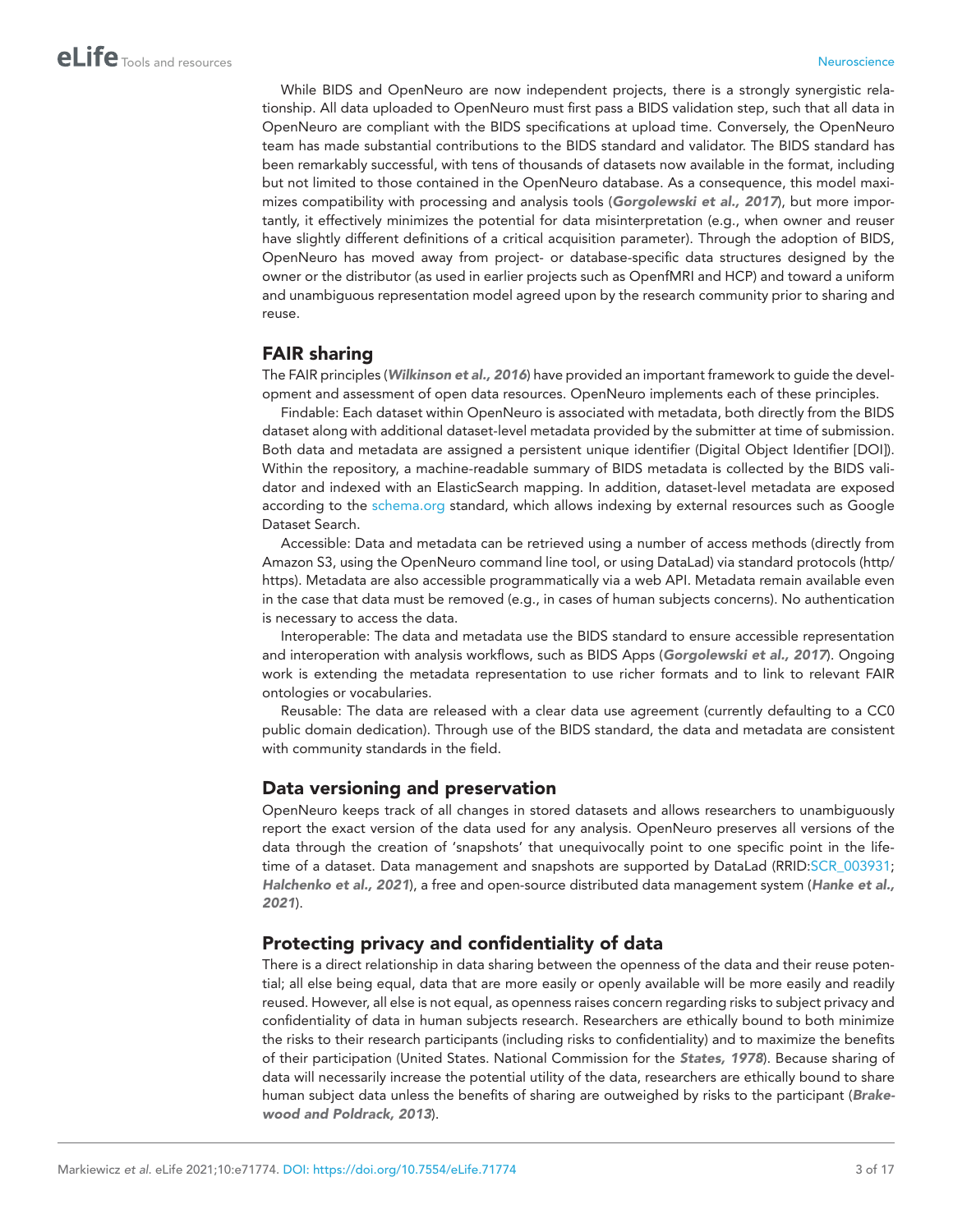While BIDS and OpenNeuro are now independent projects, there is a strongly synergistic relationship. All data uploaded to OpenNeuro must first pass a BIDS validation step, such that all data in OpenNeuro are compliant with the BIDS specifications at upload time. Conversely, the OpenNeuro team has made substantial contributions to the BIDS standard and validator. The BIDS standard has been remarkably successful, with tens of thousands of datasets now available in the format, including but not limited to those contained in the OpenNeuro database. As a consequence, this model maximizes compatibility with processing and analysis tools (**Gorgolewski et al., 2017**), but more importantly, it effectively minimizes the potential for data misinterpretation (e.g., when owner and reuser have slightly different definitions of a critical acquisition parameter). Through the adoption of BIDS, OpenNeuro has moved away from project- or database-specific data structures designed by the owner or the distributor (as used in earlier projects such as OpenfMRI and HCP) and toward a uniform and unambiguous representation model agreed upon by the research community prior to sharing and reuse.

## FAIR sharing

The FAIR principles (**Wilkinson et al., 2016**) have provided an important framework to guide the development and assessment of open data resources. OpenNeuro implements each of these principles.

Findable: Each dataset within OpenNeuro is associated with metadata, both directly from the BIDS dataset along with additional dataset-level metadata provided by the submitter at time of submission. Both data and metadata are assigned a persistent unique identifier (Digital Object Identifier [DOI]). Within the repository, a machine-readable summary of BIDS metadata is collected by the BIDS validator and indexed with an ElasticSearch mapping. In addition, dataset-level metadata are exposed according to the schema.org standard, which allows indexing by external resources such as Google Dataset Search.

Accessible: Data and metadata can be retrieved using a number of access methods (directly from Amazon S3, using the OpenNeuro command line tool, or using DataLad) via standard protocols (http/https). Metadata are also accessible programmatically via a web API. Metadata remain available even in the case that data must be removed (e.g., in cases of human subjects concerns). No authentication is necessary to access the data.

Interoperable: The data and metadata use the BIDS standard to ensure accessible representation and interoperation with analysis workflows, such as BIDS Apps (**Gorgolewski et al., 2017**). Ongoing work is extending the metadata representation to use richer formats and to link to relevant FAIR ontologies or vocabularies.

Reusable: The data are released with a clear data use agreement (currently defaulting to a CC0 public domain dedication). Through use of the BIDS standard, the data and metadata are consistent with community standards in the field.

## Data versioning and preservation

OpenNeuro keeps track of all changes in stored datasets and allows researchers to unambiguously report the exact version of the data used for any analysis. OpenNeuro preserves all versions of the data through the creation of 'snapshots' that unequivocally point to one specific point in the lifetime of a dataset. Data management and snapshots are supported by DataLad (RRID:SCR_003931; **Halchenko et al., 2021**), a free and open-source distributed data management system (**Hanke et al., 2021**).

## Protecting privacy and confidentiality of data

There is a direct relationship in data sharing between the openness of the data and their reuse potential; all else being equal, data that are more easily or openly available will be more easily and readily reused. However, all else is not equal, as openness raises concern regarding risks to subject privacy and confidentiality of data in human subjects research. Researchers are ethically bound to both minimize the risks to their research participants (including risks to confidentiality) and to maximize the benefits of their participation (United States. National Commission for the **States, 1978**). Because sharing of data will necessarily increase the potential utility of the data, researchers are ethically bound to share human subject data unless the benefits of sharing are outweighed by risks to the participant (**Brakewood and Poldrack, 2013**).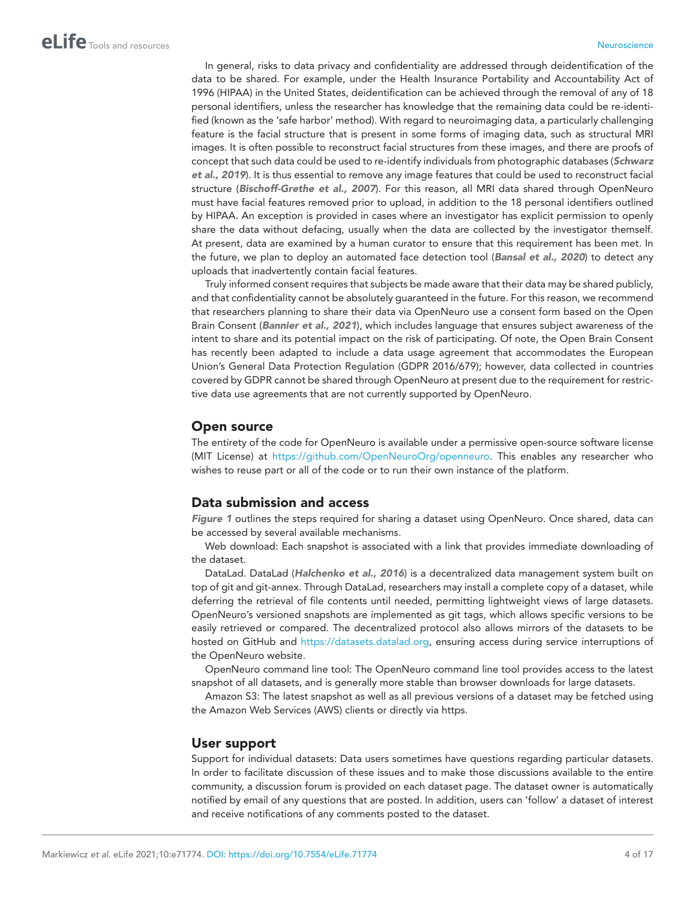In general, risks to data privacy and confidentiality are addressed through deidentification of the data to be shared. For example, under the Health Insurance Portability and Accountability Act of 1996 (HIPAA) in the United States, deidentification can be achieved through the removal of any of 18 personal identifiers, unless the researcher has knowledge that the remaining data could be re-identified (known as the 'safe harbor' method). With regard to neuroimaging data, a particularly challenging feature is the facial structure that is present in some forms of imaging data, such as structural MRI images. It is often possible to reconstruct facial structures from these images, and there are proofs of concept that such data could be used to re-identify individuals from photographic databases (***Schwarz et al., 2019***). It is thus essential to remove any image features that could be used to reconstruct facial structure (***Bischoff-Grethe et al., 2007***). For this reason, all MRI data shared through OpenNeuro must have facial features removed prior to upload, in addition to the 18 personal identifiers outlined by HIPAA. An exception is provided in cases where an investigator has explicit permission to openly share the data without defacing, usually when the data are collected by the investigator themself. At present, data are examined by a human curator to ensure that this requirement has been met. In the future, we plan to deploy an automated face detection tool (***Bansal et al., 2020***) to detect any uploads that inadvertently contain facial features.

Truly informed consent requires that subjects be made aware that their data may be shared publicly, and that confidentiality cannot be absolutely guaranteed in the future. For this reason, we recommend that researchers planning to share their data via OpenNeuro use a consent form based on the Open Brain Consent (***Bannier et al., 2021***), which includes language that ensures subject awareness of the intent to share and its potential impact on the risk of participating. Of note, the Open Brain Consent has recently been adapted to include a data usage agreement that accommodates the European Union's General Data Protection Regulation (GDPR 2016/679); however, data collected in countries covered by GDPR cannot be shared through OpenNeuro at present due to the requirement for restrictive data use agreements that are not currently supported by OpenNeuro.

## Open source

The entirety of the code for OpenNeuro is available under a permissive open-source software license (MIT License) at https://github.com/OpenNeuroOrg/openneuro. This enables any researcher who wishes to reuse part or all of the code or to run their own instance of the platform.

## Data submission and access

***Figure 1*** outlines the steps required for sharing a dataset using OpenNeuro. Once shared, data can be accessed by several available mechanisms.

Web download: Each snapshot is associated with a link that provides immediate downloading of the dataset.

DataLad. DataLad (***Halchenko et al., 2016***) is a decentralized data management system built on top of git and git-annex. Through DataLad, researchers may install a complete copy of a dataset, while deferring the retrieval of file contents until needed, permitting lightweight views of large datasets. OpenNeuro's versioned snapshots are implemented as git tags, which allows specific versions to be easily retrieved or compared. The decentralized protocol also allows mirrors of the datasets to be hosted on GitHub and https://datasets.datalad.org, ensuring access during service interruptions of the OpenNeuro website.

OpenNeuro command line tool: The OpenNeuro command line tool provides access to the latest snapshot of all datasets, and is generally more stable than browser downloads for large datasets.

Amazon S3: The latest snapshot as well as all previous versions of a dataset may be fetched using the Amazon Web Services (AWS) clients or directly via https.

## User support

Support for individual datasets: Data users sometimes have questions regarding particular datasets. In order to facilitate discussion of these issues and to make those discussions available to the entire community, a discussion forum is provided on each dataset page. The dataset owner is automatically notified by email of any questions that are posted. In addition, users can 'follow' a dataset of interest and receive notifications of any comments posted to the dataset.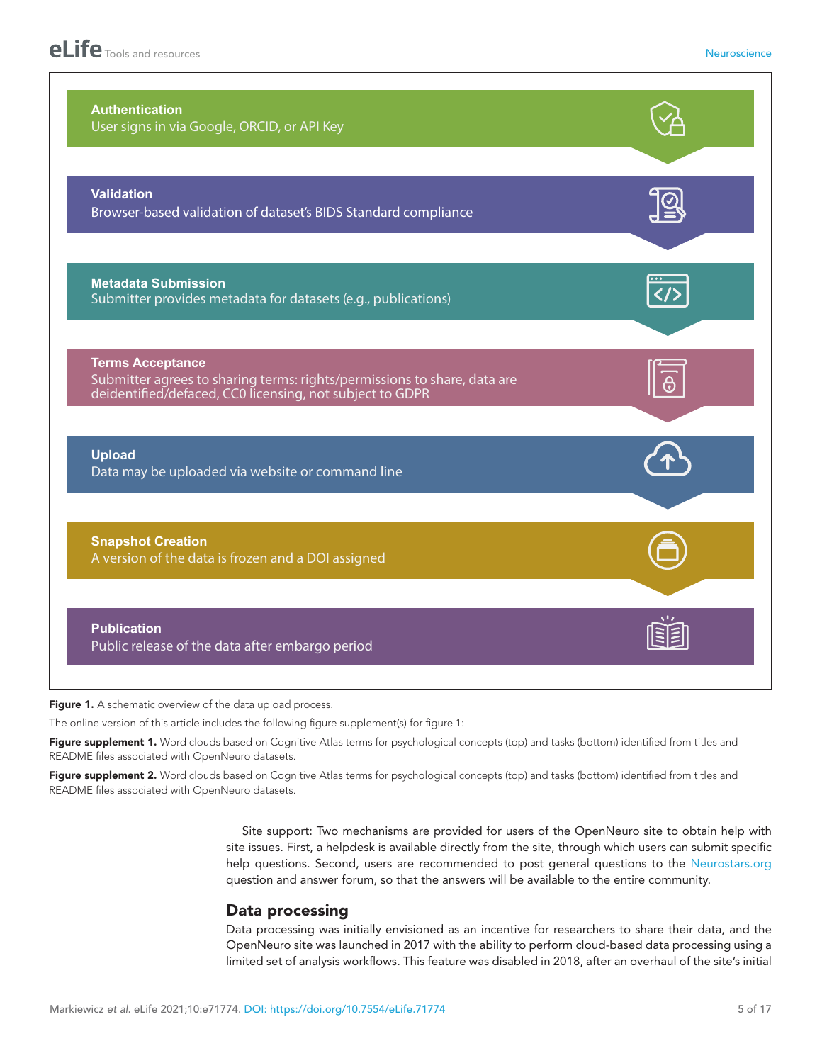**Authentication**
User signs in via Google, ORCID, or API Key

**Validation**
Browser-based validation of dataset's BIDS Standard compliance

**Metadata Submission**
Submitter provides metadata for datasets (e.g., publications)

**Terms Acceptance**
Submitter agrees to sharing terms: rights/permissions to share, data are deidentified/defaced, CC0 licensing, not subject to GDPR

**Upload**
Data may be uploaded via website or command line

**Snapshot Creation**
A version of the data is frozen and a DOI assigned

**Publication**
Public release of the data after embargo period

**Figure 1.** A schematic overview of the data upload process.

The online version of this article includes the following figure supplement(s) for figure 1:

**Figure supplement 1.** Word clouds based on Cognitive Atlas terms for psychological concepts (top) and tasks (bottom) identified from titles and README files associated with OpenNeuro datasets.

**Figure supplement 2.** Word clouds based on Cognitive Atlas terms for psychological concepts (top) and tasks (bottom) identified from titles and README files associated with OpenNeuro datasets.

Site support: Two mechanisms are provided for users of the OpenNeuro site to obtain help with site issues. First, a helpdesk is available directly from the site, through which users can submit specific help questions. Second, users are recommended to post general questions to the Neurostars.org question and answer forum, so that the answers will be available to the entire community.

## Data processing

Data processing was initially envisioned as an incentive for researchers to share their data, and the OpenNeuro site was launched in 2017 with the ability to perform cloud-based data processing using a limited set of analysis workflows. This feature was disabled in 2018, after an overhaul of the site's initial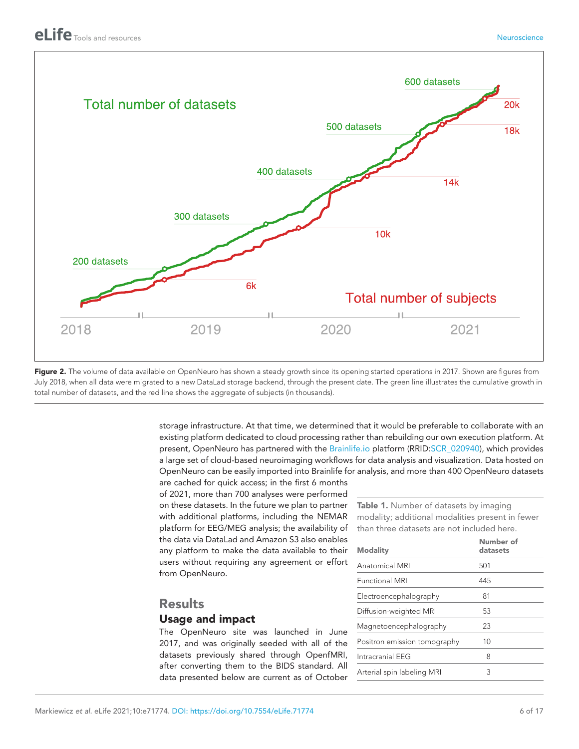**Figure 2.** The volume of data available on OpenNeuro has shown a steady growth since its opening started operations in 2017. Shown are figures from July 2018, when all data were migrated to a new DataLad storage backend, through the present date. The green line illustrates the cumulative growth in total number of datasets, and the red line shows the aggregate of subjects (in thousands).

storage infrastructure. At that time, we determined that it would be preferable to collaborate with an existing platform dedicated to cloud processing rather than rebuilding our own execution platform. At present, OpenNeuro has partnered with the Brainlife.io platform (RRID:SCR_020940), which provides a large set of cloud-based neuroimaging workflows for data analysis and visualization. Data hosted on OpenNeuro can be easily imported into Brainlife for analysis, and more than 400 OpenNeuro datasets are cached for quick access; in the first 6 months of 2021, more than 700 analyses were performed on these datasets. In the future we plan to partner with additional platforms, including the NEMAR platform for EEG/MEG analysis; the availability of the data via DataLad and Amazon S3 also enables any platform to make the data available to their users without requiring any agreement or effort from OpenNeuro.

**Table 1.** Number of datasets by imaging modality; additional modalities present in fewer than three datasets are not included here.

| Modality | Number of datasets |
| --- | --- |
| Anatomical MRI | 501 |
| Functional MRI | 445 |
| Electroencephalography | 81 |
| Diffusion-weighted MRI | 53 |
| Magnetoencephalography | 23 |
| Positron emission tomography | 10 |
| Intracranial EEG | 8 |
| Arterial spin labeling MRI | 3 |

# Results

## Usage and impact

The OpenNeuro site was launched in June 2017, and was originally seeded with all of the datasets previously shared through OpenfMRI, after converting them to the BIDS standard. All data presented below are current as of October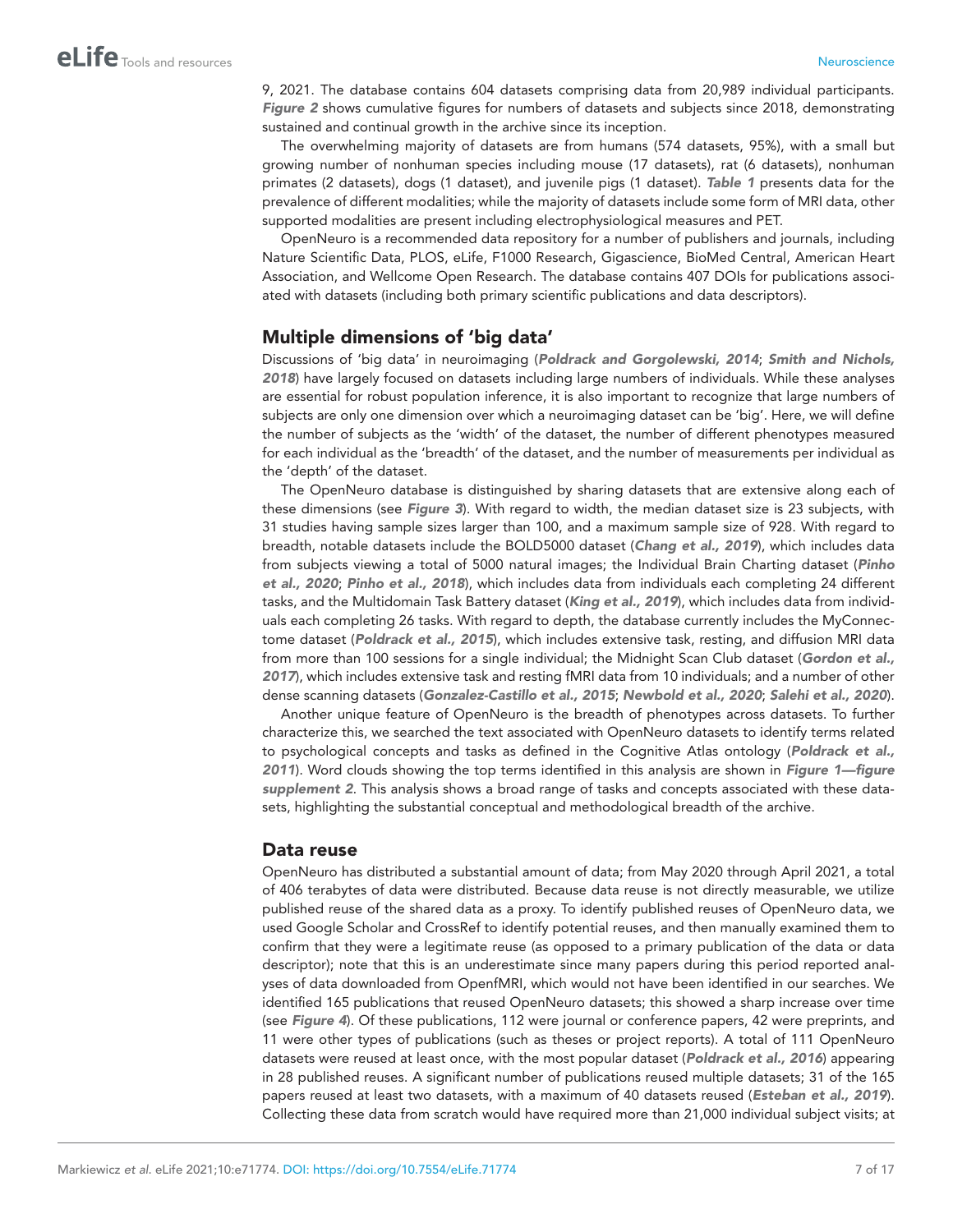9, 2021. The database contains 604 datasets comprising data from 20,989 individual participants. ***Figure 2*** shows cumulative figures for numbers of datasets and subjects since 2018, demonstrating sustained and continual growth in the archive since its inception.

The overwhelming majority of datasets are from humans (574 datasets, 95%), with a small but growing number of nonhuman species including mouse (17 datasets), rat (6 datasets), nonhuman primates (2 datasets), dogs (1 dataset), and juvenile pigs (1 dataset). ***Table 1*** presents data for the prevalence of different modalities; while the majority of datasets include some form of MRI data, other supported modalities are present including electrophysiological measures and PET.

OpenNeuro is a recommended data repository for a number of publishers and journals, including Nature Scientific Data, PLOS, eLife, F1000 Research, Gigascience, BioMed Central, American Heart Association, and Wellcome Open Research. The database contains 407 DOIs for publications associated with datasets (including both primary scientific publications and data descriptors).

## Multiple dimensions of 'big data'

Discussions of 'big data' in neuroimaging (***Poldrack and Gorgolewski, 2014***; ***Smith and Nichols, 2018***) have largely focused on datasets including large numbers of individuals. While these analyses are essential for robust population inference, it is also important to recognize that large numbers of subjects are only one dimension over which a neuroimaging dataset can be 'big'. Here, we will define the number of subjects as the 'width' of the dataset, the number of different phenotypes measured for each individual as the 'breadth' of the dataset, and the number of measurements per individual as the 'depth' of the dataset.

The OpenNeuro database is distinguished by sharing datasets that are extensive along each of these dimensions (see ***Figure 3***). With regard to width, the median dataset size is 23 subjects, with 31 studies having sample sizes larger than 100, and a maximum sample size of 928. With regard to breadth, notable datasets include the BOLD5000 dataset (***Chang et al., 2019***), which includes data from subjects viewing a total of 5000 natural images; the Individual Brain Charting dataset (***Pinho et al., 2020***; ***Pinho et al., 2018***), which includes data from individuals each completing 24 different tasks, and the Multidomain Task Battery dataset (***King et al., 2019***), which includes data from individuals each completing 26 tasks. With regard to depth, the database currently includes the MyConnectome dataset (***Poldrack et al., 2015***), which includes extensive task, resting, and diffusion MRI data from more than 100 sessions for a single individual; the Midnight Scan Club dataset (***Gordon et al., 2017***), which includes extensive task and resting fMRI data from 10 individuals; and a number of other dense scanning datasets (***Gonzalez-Castillo et al., 2015***; ***Newbold et al., 2020***; ***Salehi et al., 2020***).

Another unique feature of OpenNeuro is the breadth of phenotypes across datasets. To further characterize this, we searched the text associated with OpenNeuro datasets to identify terms related to psychological concepts and tasks as defined in the Cognitive Atlas ontology (***Poldrack et al., 2011***). Word clouds showing the top terms identified in this analysis are shown in ***Figure 1—figure supplement 2***. This analysis shows a broad range of tasks and concepts associated with these datasets, highlighting the substantial conceptual and methodological breadth of the archive.

## Data reuse

OpenNeuro has distributed a substantial amount of data; from May 2020 through April 2021, a total of 406 terabytes of data were distributed. Because data reuse is not directly measurable, we utilize published reuse of the shared data as a proxy. To identify published reuses of OpenNeuro data, we used Google Scholar and CrossRef to identify potential reuses, and then manually examined them to confirm that they were a legitimate reuse (as opposed to a primary publication of the data or data descriptor); note that this is an underestimate since many papers during this period reported analyses of data downloaded from OpenfMRI, which would not have been identified in our searches. We identified 165 publications that reused OpenNeuro datasets; this showed a sharp increase over time (see ***Figure 4***). Of these publications, 112 were journal or conference papers, 42 were preprints, and 11 were other types of publications (such as theses or project reports). A total of 111 OpenNeuro datasets were reused at least once, with the most popular dataset (***Poldrack et al., 2016***) appearing in 28 published reuses. A significant number of publications reused multiple datasets; 31 of the 165 papers reused at least two datasets, with a maximum of 40 datasets reused (***Esteban et al., 2019***). Collecting these data from scratch would have required more than 21,000 individual subject visits; at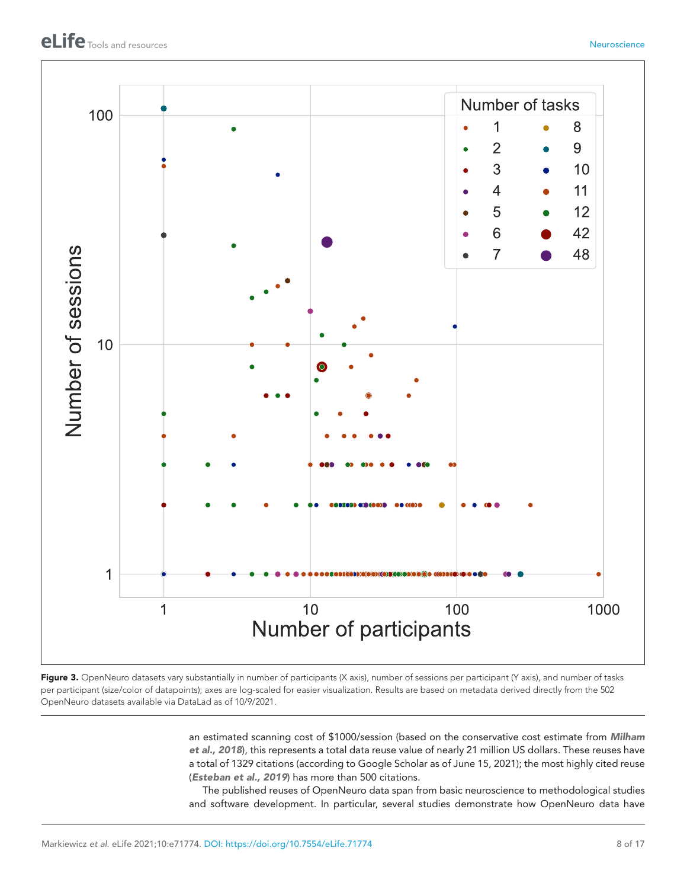**Figure 3.** OpenNeuro datasets vary substantially in number of participants (X axis), number of sessions per participant (Y axis), and number of tasks per participant (size/color of datapoints); axes are log-scaled for easier visualization. Results are based on metadata derived directly from the 502 OpenNeuro datasets available via DataLad as of 10/9/2021.

an estimated scanning cost of $1000/session (based on the conservative cost estimate from ***Milham et al., 2018***), this represents a total data reuse value of nearly 21 million US dollars. These reuses have a total of 1329 citations (according to Google Scholar as of June 15, 2021); the most highly cited reuse (***Esteban et al., 2019***) has more than 500 citations.

The published reuses of OpenNeuro data span from basic neuroscience to methodological studies and software development. In particular, several studies demonstrate how OpenNeuro data have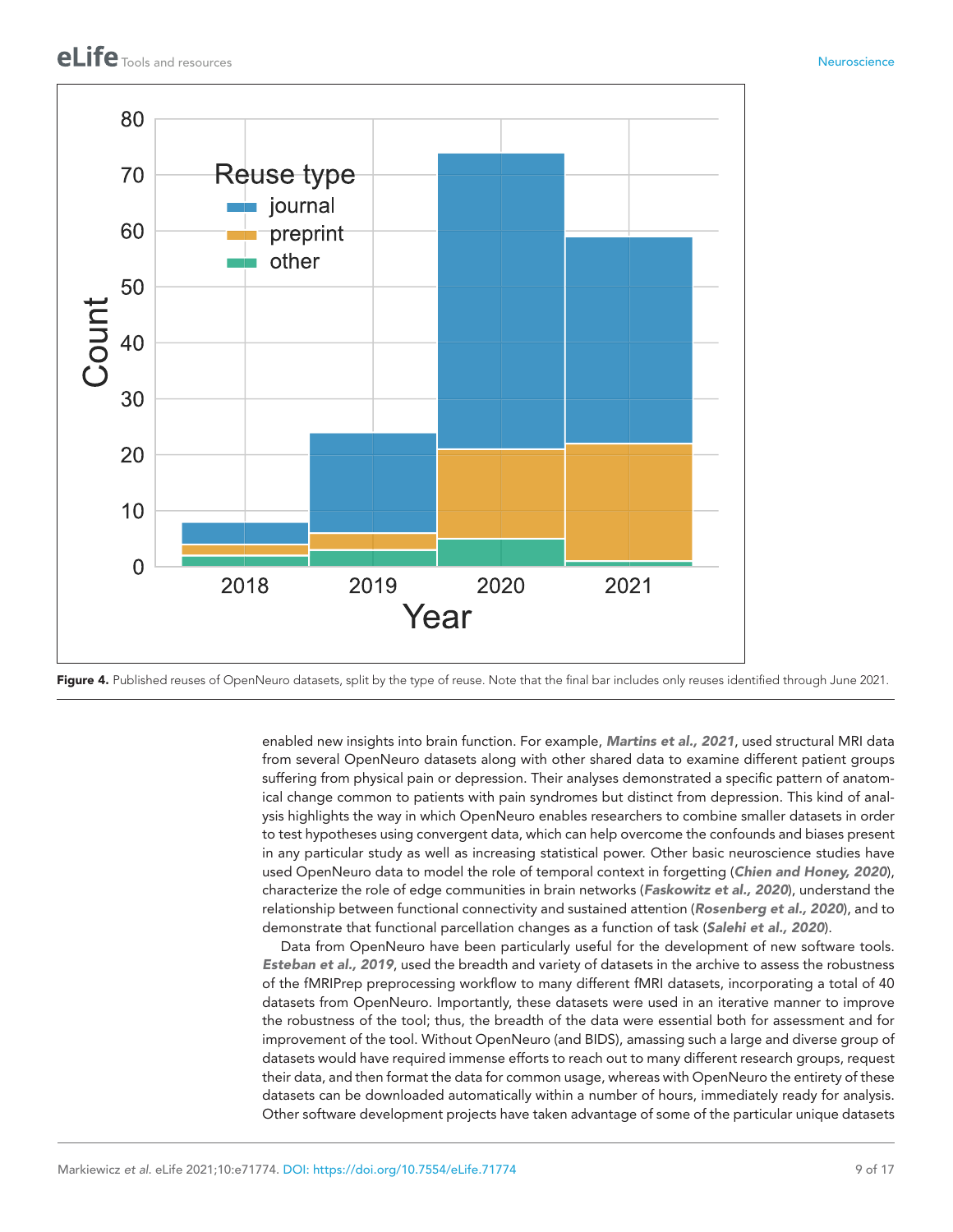**Figure 4.** Published reuses of OpenNeuro datasets, split by the type of reuse. Note that the final bar includes only reuses identified through June 2021.

enabled new insights into brain function. For example, ***Martins et al., 2021***, used structural MRI data from several OpenNeuro datasets along with other shared data to examine different patient groups suffering from physical pain or depression. Their analyses demonstrated a specific pattern of anatomical change common to patients with pain syndromes but distinct from depression. This kind of analysis highlights the way in which OpenNeuro enables researchers to combine smaller datasets in order to test hypotheses using convergent data, which can help overcome the confounds and biases present in any particular study as well as increasing statistical power. Other basic neuroscience studies have used OpenNeuro data to model the role of temporal context in forgetting (***Chien and Honey, 2020***), characterize the role of edge communities in brain networks (***Faskowitz et al., 2020***), understand the relationship between functional connectivity and sustained attention (***Rosenberg et al., 2020***), and to demonstrate that functional parcellation changes as a function of task (***Salehi et al., 2020***).

Data from OpenNeuro have been particularly useful for the development of new software tools. ***Esteban et al., 2019***, used the breadth and variety of datasets in the archive to assess the robustness of the fMRIPrep preprocessing workflow to many different fMRI datasets, incorporating a total of 40 datasets from OpenNeuro. Importantly, these datasets were used in an iterative manner to improve the robustness of the tool; thus, the breadth of the data were essential both for assessment and for improvement of the tool. Without OpenNeuro (and BIDS), amassing such a large and diverse group of datasets would have required immense efforts to reach out to many different research groups, request their data, and then format the data for common usage, whereas with OpenNeuro the entirety of these datasets can be downloaded automatically within a number of hours, immediately ready for analysis. Other software development projects have taken advantage of some of the particular unique datasets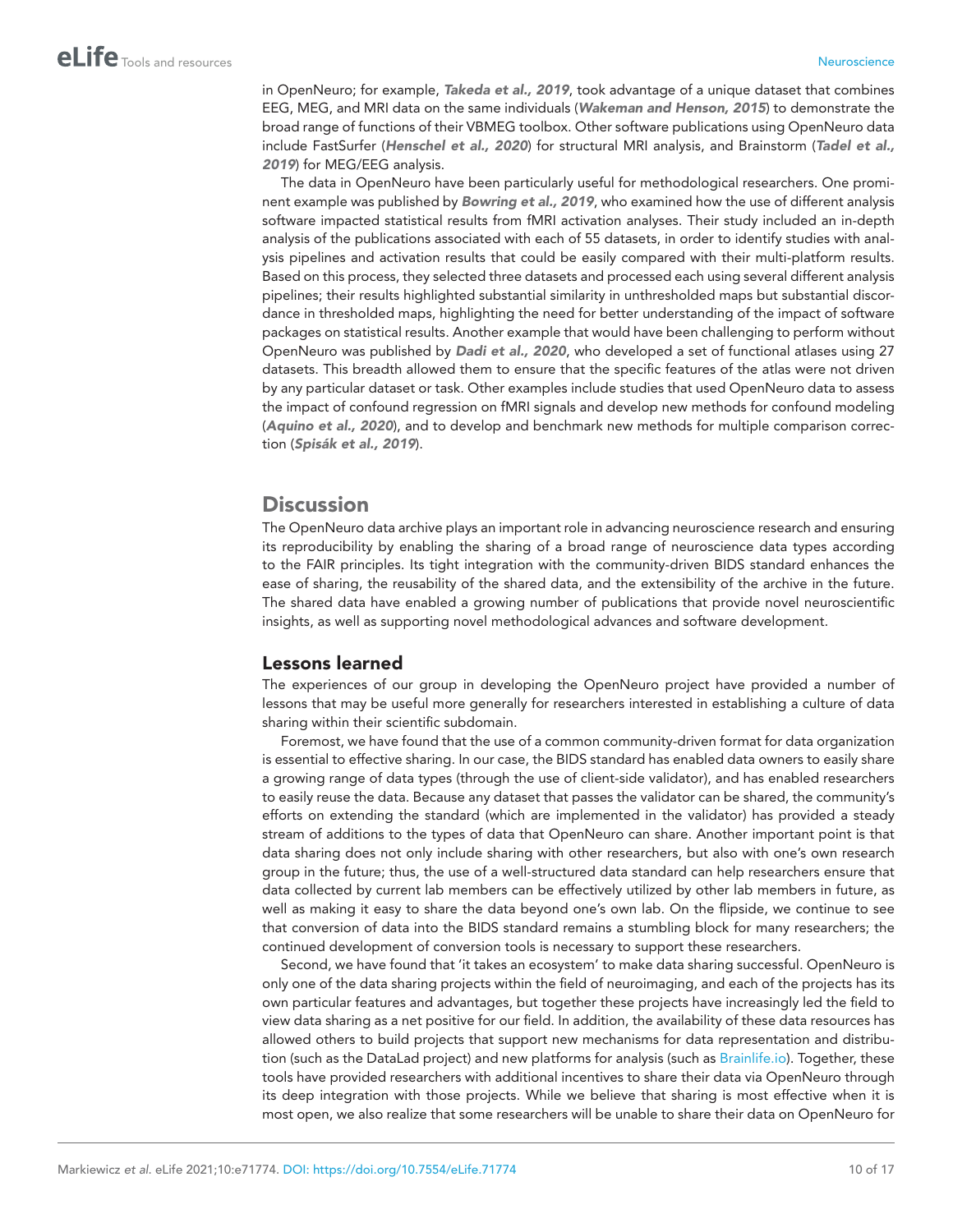in OpenNeuro; for example, ***Takeda et al., 2019***, took advantage of a unique dataset that combines EEG, MEG, and MRI data on the same individuals (***Wakeman and Henson, 2015***) to demonstrate the broad range of functions of their VBMEG toolbox. Other software publications using OpenNeuro data include FastSurfer (***Henschel et al., 2020***) for structural MRI analysis, and Brainstorm (***Tadel et al., 2019***) for MEG/EEG analysis.

The data in OpenNeuro have been particularly useful for methodological researchers. One prominent example was published by ***Bowring et al., 2019***, who examined how the use of different analysis software impacted statistical results from fMRI activation analyses. Their study included an in-depth analysis of the publications associated with each of 55 datasets, in order to identify studies with analysis pipelines and activation results that could be easily compared with their multi-platform results. Based on this process, they selected three datasets and processed each using several different analysis pipelines; their results highlighted substantial similarity in unthresholded maps but substantial discordance in thresholded maps, highlighting the need for better understanding of the impact of software packages on statistical results. Another example that would have been challenging to perform without OpenNeuro was published by ***Dadi et al., 2020***, who developed a set of functional atlases using 27 datasets. This breadth allowed them to ensure that the specific features of the atlas were not driven by any particular dataset or task. Other examples include studies that used OpenNeuro data to assess the impact of confound regression on fMRI signals and develop new methods for confound modeling (***Aquino et al., 2020***), and to develop and benchmark new methods for multiple comparison correction (***Spisák et al., 2019***).

## Discussion

The OpenNeuro data archive plays an important role in advancing neuroscience research and ensuring its reproducibility by enabling the sharing of a broad range of neuroscience data types according to the FAIR principles. Its tight integration with the community-driven BIDS standard enhances the ease of sharing, the reusability of the shared data, and the extensibility of the archive in the future. The shared data have enabled a growing number of publications that provide novel neuroscientific insights, as well as supporting novel methodological advances and software development.

### Lessons learned

The experiences of our group in developing the OpenNeuro project have provided a number of lessons that may be useful more generally for researchers interested in establishing a culture of data sharing within their scientific subdomain.

Foremost, we have found that the use of a common community-driven format for data organization is essential to effective sharing. In our case, the BIDS standard has enabled data owners to easily share a growing range of data types (through the use of client-side validator), and has enabled researchers to easily reuse the data. Because any dataset that passes the validator can be shared, the community's efforts on extending the standard (which are implemented in the validator) has provided a steady stream of additions to the types of data that OpenNeuro can share. Another important point is that data sharing does not only include sharing with other researchers, but also with one's own research group in the future; thus, the use of a well-structured data standard can help researchers ensure that data collected by current lab members can be effectively utilized by other lab members in future, as well as making it easy to share the data beyond one's own lab. On the flipside, we continue to see that conversion of data into the BIDS standard remains a stumbling block for many researchers; the continued development of conversion tools is necessary to support these researchers.

Second, we have found that 'it takes an ecosystem' to make data sharing successful. OpenNeuro is only one of the data sharing projects within the field of neuroimaging, and each of the projects has its own particular features and advantages, but together these projects have increasingly led the field to view data sharing as a net positive for our field. In addition, the availability of these data resources has allowed others to build projects that support new mechanisms for data representation and distribution (such as the DataLad project) and new platforms for analysis (such as Brainlife.io). Together, these tools have provided researchers with additional incentives to share their data via OpenNeuro through its deep integration with those projects. While we believe that sharing is most effective when it is most open, we also realize that some researchers will be unable to share their data on OpenNeuro for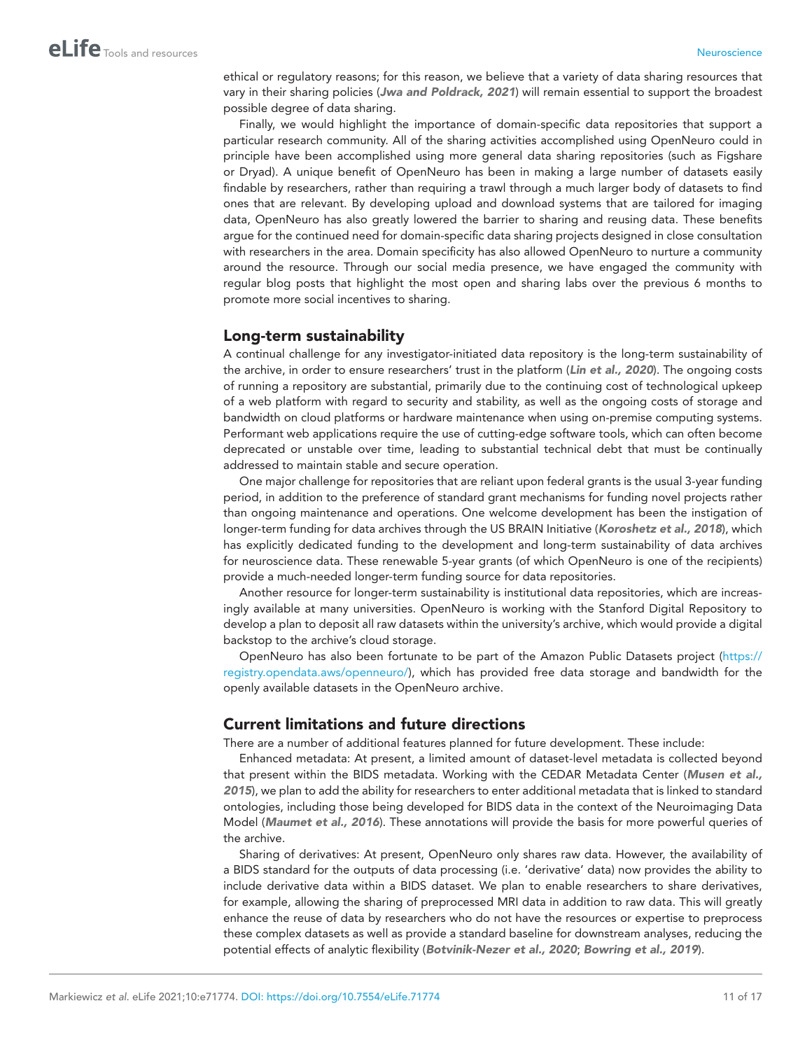ethical or regulatory reasons; for this reason, we believe that a variety of data sharing resources that vary in their sharing policies (***Jwa and Poldrack, 2021***) will remain essential to support the broadest possible degree of data sharing.

Finally, we would highlight the importance of domain-specific data repositories that support a particular research community. All of the sharing activities accomplished using OpenNeuro could in principle have been accomplished using more general data sharing repositories (such as Figshare or Dryad). A unique benefit of OpenNeuro has been in making a large number of datasets easily findable by researchers, rather than requiring a trawl through a much larger body of datasets to find ones that are relevant. By developing upload and download systems that are tailored for imaging data, OpenNeuro has also greatly lowered the barrier to sharing and reusing data. These benefits argue for the continued need for domain-specific data sharing projects designed in close consultation with researchers in the area. Domain specificity has also allowed OpenNeuro to nurture a community around the resource. Through our social media presence, we have engaged the community with regular blog posts that highlight the most open and sharing labs over the previous 6 months to promote more social incentives to sharing.

## Long-term sustainability

A continual challenge for any investigator-initiated data repository is the long-term sustainability of the archive, in order to ensure researchers' trust in the platform (***Lin et al., 2020***). The ongoing costs of running a repository are substantial, primarily due to the continuing cost of technological upkeep of a web platform with regard to security and stability, as well as the ongoing costs of storage and bandwidth on cloud platforms or hardware maintenance when using on-premise computing systems. Performant web applications require the use of cutting-edge software tools, which can often become deprecated or unstable over time, leading to substantial technical debt that must be continually addressed to maintain stable and secure operation.

One major challenge for repositories that are reliant upon federal grants is the usual 3-year funding period, in addition to the preference of standard grant mechanisms for funding novel projects rather than ongoing maintenance and operations. One welcome development has been the instigation of longer-term funding for data archives through the US BRAIN Initiative (***Koroshetz et al., 2018***), which has explicitly dedicated funding to the development and long-term sustainability of data archives for neuroscience data. These renewable 5-year grants (of which OpenNeuro is one of the recipients) provide a much-needed longer-term funding source for data repositories.

Another resource for longer-term sustainability is institutional data repositories, which are increasingly available at many universities. OpenNeuro is working with the Stanford Digital Repository to develop a plan to deposit all raw datasets within the university's archive, which would provide a digital backstop to the archive's cloud storage.

OpenNeuro has also been fortunate to be part of the Amazon Public Datasets project (https://registry.opendata.aws/openneuro/), which has provided free data storage and bandwidth for the openly available datasets in the OpenNeuro archive.

## Current limitations and future directions

There are a number of additional features planned for future development. These include:

Enhanced metadata: At present, a limited amount of dataset-level metadata is collected beyond that present within the BIDS metadata. Working with the CEDAR Metadata Center (***Musen et al., 2015***), we plan to add the ability for researchers to enter additional metadata that is linked to standard ontologies, including those being developed for BIDS data in the context of the Neuroimaging Data Model (***Maumet et al., 2016***). These annotations will provide the basis for more powerful queries of the archive.

Sharing of derivatives: At present, OpenNeuro only shares raw data. However, the availability of a BIDS standard for the outputs of data processing (i.e. 'derivative' data) now provides the ability to include derivative data within a BIDS dataset. We plan to enable researchers to share derivatives, for example, allowing the sharing of preprocessed MRI data in addition to raw data. This will greatly enhance the reuse of data by researchers who do not have the resources or expertise to preprocess these complex datasets as well as provide a standard baseline for downstream analyses, reducing the potential effects of analytic flexibility (***Botvinik-Nezer et al., 2020***; ***Bowring et al., 2019***).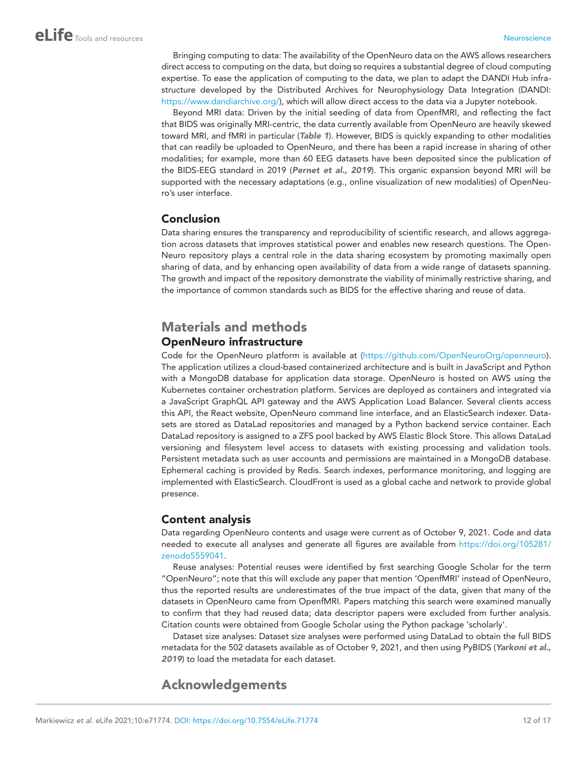Bringing computing to data: The availability of the OpenNeuro data on the AWS allows researchers direct access to computing on the data, but doing so requires a substantial degree of cloud computing expertise. To ease the application of computing to the data, we plan to adapt the DANDI Hub infrastructure developed by the Distributed Archives for Neurophysiology Data Integration (DANDI: https://www.dandiarchive.org/), which will allow direct access to the data via a Jupyter notebook.

Beyond MRI data: Driven by the initial seeding of data from OpenfMRI, and reflecting the fact that BIDS was originally MRI-centric, the data currently available from OpenNeuro are heavily skewed toward MRI, and fMRI in particular (**Table 1**). However, BIDS is quickly expanding to other modalities that can readily be uploaded to OpenNeuro, and there has been a rapid increase in sharing of other modalities; for example, more than 60 EEG datasets have been deposited since the publication of the BIDS-EEG standard in 2019 (**Pernet et al., 2019**). This organic expansion beyond MRI will be supported with the necessary adaptations (e.g., online visualization of new modalities) of OpenNeuro's user interface.

## Conclusion

Data sharing ensures the transparency and reproducibility of scientific research, and allows aggregation across datasets that improves statistical power and enables new research questions. The OpenNeuro repository plays a central role in the data sharing ecosystem by promoting maximally open sharing of data, and by enhancing open availability of data from a wide range of datasets spanning. The growth and impact of the repository demonstrate the viability of minimally restrictive sharing, and the importance of common standards such as BIDS for the effective sharing and reuse of data.

# Materials and methods

## OpenNeuro infrastructure

Code for the OpenNeuro platform is available at (https://github.com/OpenNeuroOrg/openneuro). The application utilizes a cloud-based containerized architecture and is built in JavaScript and Python with a MongoDB database for application data storage. OpenNeuro is hosted on AWS using the Kubernetes container orchestration platform. Services are deployed as containers and integrated via a JavaScript GraphQL API gateway and the AWS Application Load Balancer. Several clients access this API, the React website, OpenNeuro command line interface, and an ElasticSearch indexer. Datasets are stored as DataLad repositories and managed by a Python backend service container. Each DataLad repository is assigned to a ZFS pool backed by AWS Elastic Block Store. This allows DataLad versioning and filesystem level access to datasets with existing processing and validation tools. Persistent metadata such as user accounts and permissions are maintained in a MongoDB database. Ephemeral caching is provided by Redis. Search indexes, performance monitoring, and logging are implemented with ElasticSearch. CloudFront is used as a global cache and network to provide global presence.

## Content analysis

Data regarding OpenNeuro contents and usage were current as of October 9, 2021. Code and data needed to execute all analyses and generate all figures are available from https://doi.org/105281/zenodo5559041.

Reuse analyses: Potential reuses were identified by first searching Google Scholar for the term "OpenNeuro"; note that this will exclude any paper that mention 'OpenfMRI' instead of OpenNeuro, thus the reported results are underestimates of the true impact of the data, given that many of the datasets in OpenNeuro came from OpenfMRI. Papers matching this search were examined manually to confirm that they had reused data; data descriptor papers were excluded from further analysis. Citation counts were obtained from Google Scholar using the Python package 'scholarly'.

Dataset size analyses: Dataset size analyses were performed using DataLad to obtain the full BIDS metadata for the 502 datasets available as of October 9, 2021, and then using PyBIDS (**Yarkoni et al., 2019**) to load the metadata for each dataset.

# Acknowledgements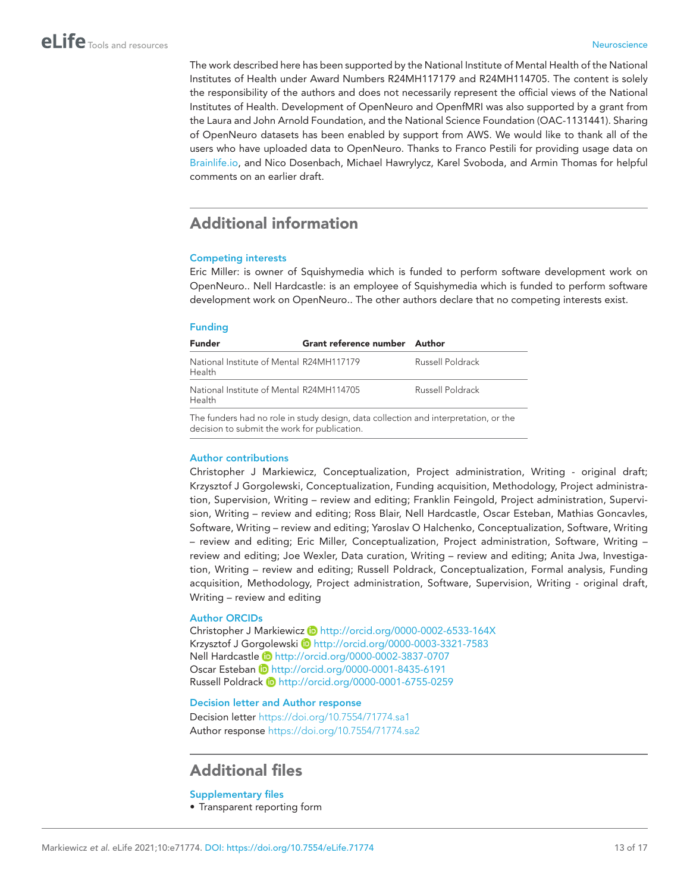The work described here has been supported by the National Institute of Mental Health of the National Institutes of Health under Award Numbers R24MH117179 and R24MH114705. The content is solely the responsibility of the authors and does not necessarily represent the official views of the National Institutes of Health. Development of OpenNeuro and OpenfMRI was also supported by a grant from the Laura and John Arnold Foundation, and the National Science Foundation (OAC-1131441). Sharing of OpenNeuro datasets has been enabled by support from AWS. We would like to thank all of the users who have uploaded data to OpenNeuro. Thanks to Franco Pestili for providing usage data on Brainlife.io, and Nico Dosenbach, Michael Hawrylycz, Karel Svoboda, and Armin Thomas for helpful comments on an earlier draft.

## Additional information

### Competing interests

Eric Miller: is owner of Squishymedia which is funded to perform software development work on OpenNeuro.. Nell Hardcastle: is an employee of Squishymedia which is funded to perform software development work on OpenNeuro.. The other authors declare that no competing interests exist.

### Funding

| Funder | Grant reference number | Author |
|---|---|---|
| National Institute of Mental Health | R24MH117179 | Russell Poldrack |
| National Institute of Mental Health | R24MH114705 | Russell Poldrack |

The funders had no role in study design, data collection and interpretation, or the decision to submit the work for publication.

### Author contributions

Christopher J Markiewicz, Conceptualization, Project administration, Writing - original draft; Krzysztof J Gorgolewski, Conceptualization, Funding acquisition, Methodology, Project administration, Supervision, Writing – review and editing; Franklin Feingold, Project administration, Supervision, Writing – review and editing; Ross Blair, Nell Hardcastle, Oscar Esteban, Mathias Goncavles, Software, Writing – review and editing; Yaroslav O Halchenko, Conceptualization, Software, Writing – review and editing; Eric Miller, Conceptualization, Project administration, Software, Writing – review and editing; Joe Wexler, Data curation, Writing – review and editing; Anita Jwa, Investigation, Writing – review and editing; Russell Poldrack, Conceptualization, Formal analysis, Funding acquisition, Methodology, Project administration, Software, Supervision, Writing - original draft, Writing – review and editing

### Author ORCIDs

Christopher J Markiewicz http://orcid.org/0000-0002-6533-164X
Krzysztof J Gorgolewski http://orcid.org/0000-0003-3321-7583
Nell Hardcastle http://orcid.org/0000-0002-3837-0707
Oscar Esteban http://orcid.org/0000-0001-8435-6191
Russell Poldrack http://orcid.org/0000-0001-6755-0259

### Decision letter and Author response

Decision letter https://doi.org/10.7554/71774.sa1
Author response https://doi.org/10.7554/71774.sa2

## Additional files

### Supplementary files

- Transparent reporting form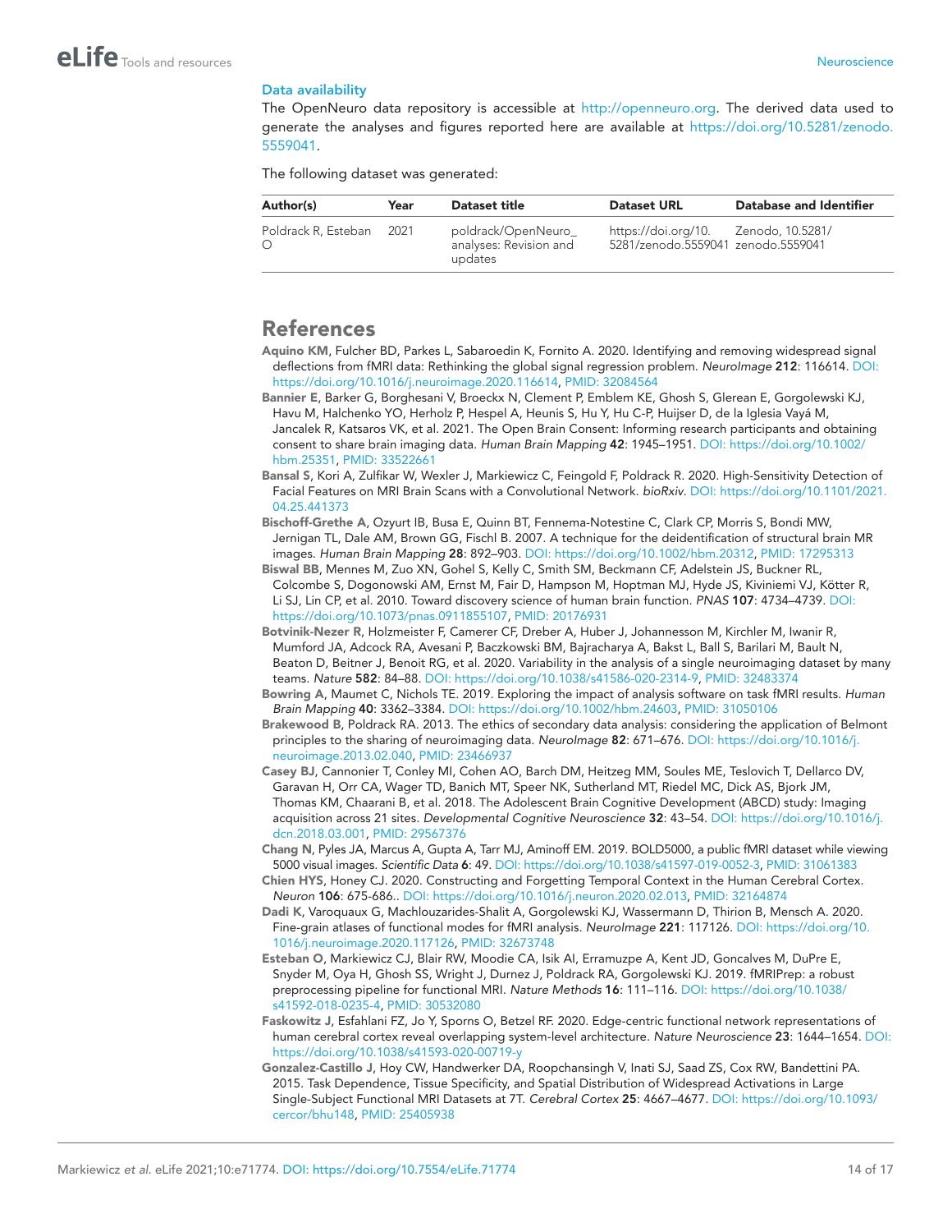### Data availability

The OpenNeuro data repository is accessible at http://openneuro.org. The derived data used to generate the analyses and figures reported here are available at https://doi.org/10.5281/zenodo.5559041.

The following dataset was generated:

| Author(s) | Year | Dataset title | Dataset URL | Database and Identifier |
|---|---|---|---|---|
| Poldrack R, Esteban O | 2021 | poldrack/OpenNeuro_analyses: Revision and updates | https://doi.org/10.5281/zenodo.5559041 | Zenodo, 10.5281/zenodo.5559041 |

# References

**Aquino KM**, Fulcher BD, Parkes L, Sabaroedin K, Fornito A. 2020. Identifying and removing widespread signal deflections from fMRI data: Rethinking the global signal regression problem. *NeuroImage* **212**: 116614. DOI: https://doi.org/10.1016/j.neuroimage.2020.116614, PMID: 32084564

**Bannier E**, Barker G, Borghesani V, Broeckx N, Clement P, Emblem KE, Ghosh S, Glerean E, Gorgolewski KJ, Havu M, Halchenko YO, Herholz P, Hespel A, Heunis S, Hu Y, Hu C-P, Huijser D, de la Iglesia Vayá M, Jancalek R, Katsaros VK, et al. 2021. The Open Brain Consent: Informing research participants and obtaining consent to share brain imaging data. *Human Brain Mapping* **42**: 1945–1951. DOI: https://doi.org/10.1002/hbm.25351, PMID: 33522661

**Bansal S**, Kori A, Zulfikar W, Wexler J, Markiewicz C, Feingold F, Poldrack R. 2020. High-Sensitivity Detection of Facial Features on MRI Brain Scans with a Convolutional Network. *bioRxiv*. DOI: https://doi.org/10.1101/2021.04.25.441373

**Bischoff-Grethe A**, Ozyurt IB, Busa E, Quinn BT, Fennema-Notestine C, Clark CP, Morris S, Bondi MW, Jernigan TL, Dale AM, Brown GG, Fischl B. 2007. A technique for the deidentification of structural brain MR images. *Human Brain Mapping* **28**: 892–903. DOI: https://doi.org/10.1002/hbm.20312, PMID: 17295313

**Biswal BB**, Mennes M, Zuo XN, Gohel S, Kelly C, Smith SM, Beckmann CF, Adelstein JS, Buckner RL, Colcombe S, Dogonowski AM, Ernst M, Fair D, Hampson M, Hoptman MJ, Hyde JS, Kiviniemi VJ, Kötter R, Li SJ, Lin CP, et al. 2010. Toward discovery science of human brain function. *PNAS* **107**: 4734–4739. DOI: https://doi.org/10.1073/pnas.0911855107, PMID: 20176931

**Botvinik-Nezer R**, Holzmeister F, Camerer CF, Dreber A, Huber J, Johannesson M, Kirchler M, Iwanir R, Mumford JA, Adcock RA, Avesani P, Baczkowski BM, Bajracharya A, Bakst L, Ball S, Barilari M, Bault N, Beaton D, Beitner J, Benoit RG, et al. 2020. Variability in the analysis of a single neuroimaging dataset by many teams. *Nature* **582**: 84–88. DOI: https://doi.org/10.1038/s41586-020-2314-9, PMID: 32483374

**Bowring A**, Maumet C, Nichols TE. 2019. Exploring the impact of analysis software on task fMRI results. *Human Brain Mapping* **40**: 3362–3384. DOI: https://doi.org/10.1002/hbm.24603, PMID: 31050106

**Brakewood B**, Poldrack RA. 2013. The ethics of secondary data analysis: considering the application of Belmont principles to the sharing of neuroimaging data. *NeuroImage* **82**: 671–676. DOI: https://doi.org/10.1016/j.neuroimage.2013.02.040, PMID: 23466937

**Casey BJ**, Cannonier T, Conley MI, Cohen AO, Barch DM, Heitzeg MM, Soules ME, Teslovich T, Dellarco DV, Garavan H, Orr CA, Wager TD, Banich MT, Speer NK, Sutherland MT, Riedel MC, Dick AS, Bjork JM, Thomas KM, Chaarani B, et al. 2018. The Adolescent Brain Cognitive Development (ABCD) study: Imaging acquisition across 21 sites. *Developmental Cognitive Neuroscience* **32**: 43–54. DOI: https://doi.org/10.1016/j.dcn.2018.03.001, PMID: 29567376

**Chang N**, Pyles JA, Marcus A, Gupta A, Tarr MJ, Aminoff EM. 2019. BOLD5000, a public fMRI dataset while viewing 5000 visual images. *Scientific Data* **6**: 49. DOI: https://doi.org/10.1038/s41597-019-0052-3, PMID: 31061383

**Chien HYS**, Honey CJ. 2020. Constructing and Forgetting Temporal Context in the Human Cerebral Cortex. *Neuron* **106**: 675-686.. DOI: https://doi.org/10.1016/j.neuron.2020.02.013, PMID: 32164874

**Dadi K**, Varoquaux G, Machlouzarides-Shalit A, Gorgolewski KJ, Wassermann D, Thirion B, Mensch A. 2020. Fine-grain atlases of functional modes for fMRI analysis. *NeuroImage* **221**: 117126. DOI: https://doi.org/10.1016/j.neuroimage.2020.117126, PMID: 32673748

**Esteban O**, Markiewicz CJ, Blair RW, Moodie CA, Isik AI, Erramuzpe A, Kent JD, Goncalves M, DuPre E, Snyder M, Oya H, Ghosh SS, Wright J, Durnez J, Poldrack RA, Gorgolewski KJ. 2019. fMRIPrep: a robust preprocessing pipeline for functional MRI. *Nature Methods* **16**: 111–116. DOI: https://doi.org/10.1038/s41592-018-0235-4, PMID: 30532080

**Faskowitz J**, Esfahlani FZ, Jo Y, Sporns O, Betzel RF. 2020. Edge-centric functional network representations of human cerebral cortex reveal overlapping system-level architecture. *Nature Neuroscience* **23**: 1644–1654. DOI: https://doi.org/10.1038/s41593-020-00719-y

**Gonzalez-Castillo J**, Hoy CW, Handwerker DA, Roopchansingh V, Inati SJ, Saad ZS, Cox RW, Bandettini PA. 2015. Task Dependence, Tissue Specificity, and Spatial Distribution of Widespread Activations in Large Single-Subject Functional MRI Datasets at 7T. *Cerebral Cortex* **25**: 4667–4677. DOI: https://doi.org/10.1093/cercor/bhu148, PMID: 25405938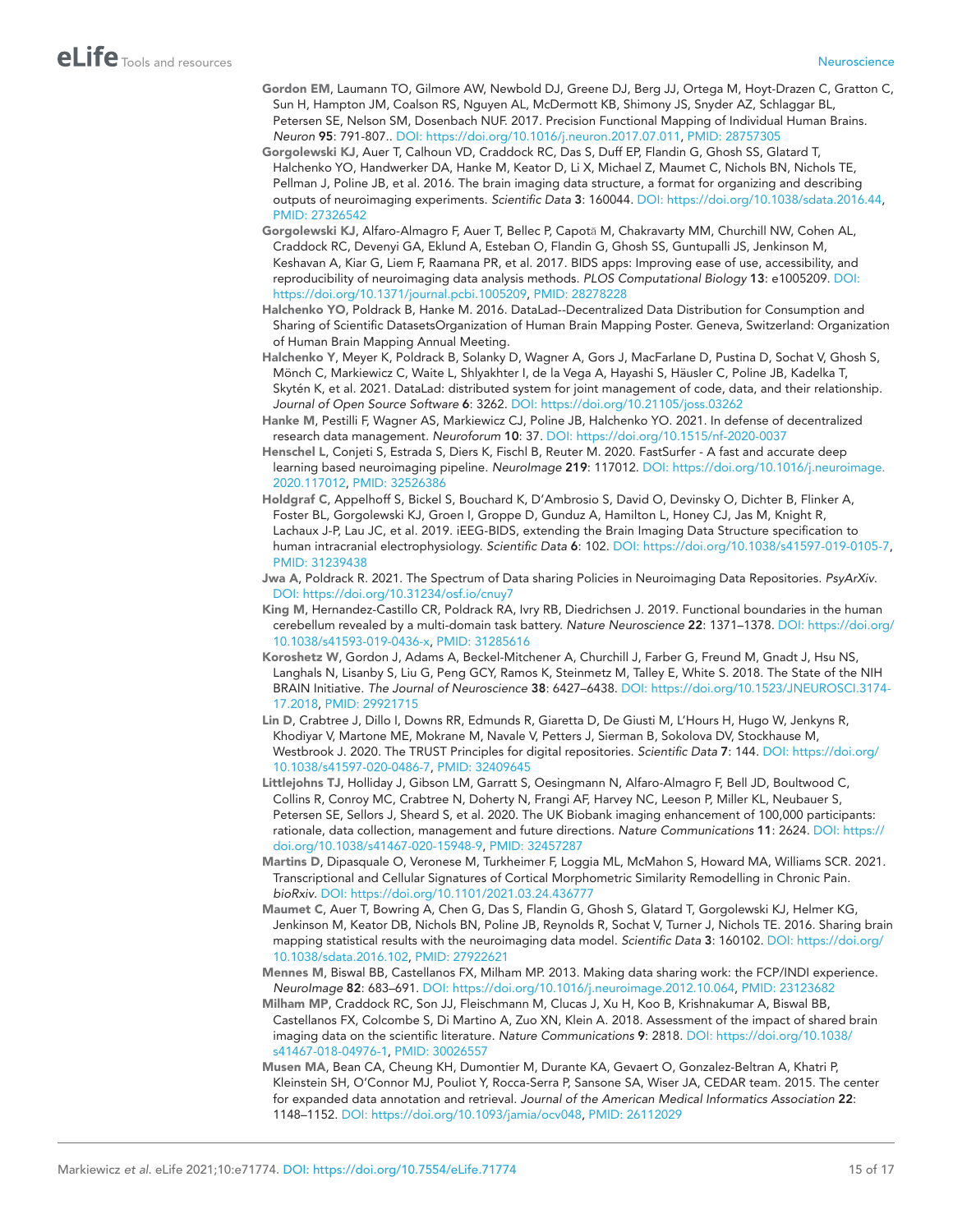**Gordon EM**, Laumann TO, Gilmore AW, Newbold DJ, Greene DJ, Berg JJ, Ortega M, Hoyt-Drazen C, Gratton C, Sun H, Hampton JM, Coalson RS, Nguyen AL, McDermott KB, Shimony JS, Snyder AZ, Schlaggar BL, Petersen SE, Nelson SM, Dosenbach NUF. 2017. Precision Functional Mapping of Individual Human Brains. *Neuron* **95**: 791-807.. DOI: https://doi.org/10.1016/j.neuron.2017.07.011, PMID: 28757305

**Gorgolewski KJ**, Auer T, Calhoun VD, Craddock RC, Das S, Duff EP, Flandin G, Ghosh SS, Glatard T, Halchenko YO, Handwerker DA, Hanke M, Keator D, Li X, Michael Z, Maumet C, Nichols BN, Nichols TE, Pellman J, Poline JB, et al. 2016. The brain imaging data structure, a format for organizing and describing outputs of neuroimaging experiments. *Scientific Data* **3**: 160044. DOI: https://doi.org/10.1038/sdata.2016.44, PMID: 27326542

**Gorgolewski KJ**, Alfaro-Almagro F, Auer T, Bellec P, Capotă M, Chakravarty MM, Churchill NW, Cohen AL, Craddock RC, Devenyi GA, Eklund A, Esteban O, Flandin G, Ghosh SS, Guntupalli JS, Jenkinson M, Keshavan A, Kiar G, Liem F, Raamana PR, et al. 2017. BIDS apps: Improving ease of use, accessibility, and reproducibility of neuroimaging data analysis methods. *PLOS Computational Biology* **13**: e1005209. DOI: https://doi.org/10.1371/journal.pcbi.1005209, PMID: 28278228

**Halchenko YO**, Poldrack B, Hanke M. 2016. DataLad--Decentralized Data Distribution for Consumption and Sharing of Scientific DatasetsOrganization of Human Brain Mapping Poster. Geneva, Switzerland: Organization of Human Brain Mapping Annual Meeting.

**Halchenko Y**, Meyer K, Poldrack B, Solanky D, Wagner A, Gors J, MacFarlane D, Pustina D, Sochat V, Ghosh S, Mönch C, Markiewicz C, Waite L, Shlyakhter I, de la Vega A, Hayashi S, Häusler C, Poline JB, Kadelka T, Skytén K, et al. 2021. DataLad: distributed system for joint management of code, data, and their relationship. *Journal of Open Source Software* **6**: 3262. DOI: https://doi.org/10.21105/joss.03262

**Hanke M**, Pestilli F, Wagner AS, Markiewicz CJ, Poline JB, Halchenko YO. 2021. In defense of decentralized research data management. *Neuroforum* **10**: 37. DOI: https://doi.org/10.1515/nf-2020-0037

**Henschel L**, Conjeti S, Estrada S, Diers K, Fischl B, Reuter M. 2020. FastSurfer - A fast and accurate deep learning based neuroimaging pipeline. *NeuroImage* **219**: 117012. DOI: https://doi.org/10.1016/j.neuroimage.2020.117012, PMID: 32526386

**Holdgraf C**, Appelhoff S, Bickel S, Bouchard K, D'Ambrosio S, David O, Devinsky O, Dichter B, Flinker A, Foster BL, Gorgolewski KJ, Groen I, Groppe D, Gunduz A, Hamilton L, Honey CJ, Jas M, Knight R, Lachaux J-P, Lau JC, et al. 2019. iEEG-BIDS, extending the Brain Imaging Data Structure specification to human intracranial electrophysiology. *Scientific Data* **6**: 102. DOI: https://doi.org/10.1038/s41597-019-0105-7, PMID: 31239438

**Jwa A**, Poldrack R. 2021. The Spectrum of Data sharing Policies in Neuroimaging Data Repositories. *PsyArXiv*. DOI: https://doi.org/10.31234/osf.io/cnuy7

**King M**, Hernandez-Castillo CR, Poldrack RA, Ivry RB, Diedrichsen J. 2019. Functional boundaries in the human cerebellum revealed by a multi-domain task battery. *Nature Neuroscience* **22**: 1371–1378. DOI: https://doi.org/10.1038/s41593-019-0436-x, PMID: 31285616

**Koroshetz W**, Gordon J, Adams A, Beckel-Mitchener A, Churchill J, Farber G, Freund M, Gnadt J, Hsu NS, Langhals N, Lisanby S, Liu G, Peng GCY, Ramos K, Steinmetz M, Talley E, White S. 2018. The State of the NIH BRAIN Initiative. *The Journal of Neuroscience* **38**: 6427–6438. DOI: https://doi.org/10.1523/JNEUROSCI.3174-17.2018, PMID: 29921715

**Lin D**, Crabtree J, Dillo I, Downs RR, Edmunds R, Giaretta D, De Giusti M, L'Hours H, Hugo W, Jenkyns R, Khodiyar V, Martone ME, Mokrane M, Navale V, Petters J, Sierman B, Sokolova DV, Stockhause M, Westbrook J. 2020. The TRUST Principles for digital repositories. *Scientific Data* **7**: 144. DOI: https://doi.org/10.1038/s41597-020-0486-7, PMID: 32409645

**Littlejohns TJ**, Holliday J, Gibson LM, Garratt S, Oesingmann N, Alfaro-Almagro F, Bell JD, Boultwood C, Collins R, Conroy MC, Crabtree N, Doherty N, Frangi AF, Harvey NC, Leeson P, Miller KL, Neubauer S, Petersen SE, Sellors J, Sheard S, et al. 2020. The UK Biobank imaging enhancement of 100,000 participants: rationale, data collection, management and future directions. *Nature Communications* **11**: 2624. DOI: https://doi.org/10.1038/s41467-020-15948-9, PMID: 32457287

**Martins D**, Dipasquale O, Veronese M, Turkheimer F, Loggia ML, McMahon S, Howard MA, Williams SCR. 2021. Transcriptional and Cellular Signatures of Cortical Morphometric Similarity Remodelling in Chronic Pain. *bioRxiv*. DOI: https://doi.org/10.1101/2021.03.24.436777

**Maumet C**, Auer T, Bowring A, Chen G, Das S, Flandin G, Ghosh S, Glatard T, Gorgolewski KJ, Helmer KG, Jenkinson M, Keator DB, Nichols BN, Poline JB, Reynolds R, Sochat V, Turner J, Nichols TE. 2016. Sharing brain mapping statistical results with the neuroimaging data model. *Scientific Data* **3**: 160102. DOI: https://doi.org/10.1038/sdata.2016.102, PMID: 27922621

**Mennes M**, Biswal BB, Castellanos FX, Milham MP. 2013. Making data sharing work: the FCP/INDI experience. *NeuroImage* **82**: 683–691. DOI: https://doi.org/10.1016/j.neuroimage.2012.10.064, PMID: 23123682

**Milham MP**, Craddock RC, Son JJ, Fleischmann M, Clucas J, Xu H, Koo B, Krishnakumar A, Biswal BB, Castellanos FX, Colcombe S, Di Martino A, Zuo XN, Klein A. 2018. Assessment of the impact of shared brain imaging data on the scientific literature. *Nature Communications* **9**: 2818. DOI: https://doi.org/10.1038/s41467-018-04976-1, PMID: 30026557

**Musen MA**, Bean CA, Cheung KH, Dumontier M, Durante KA, Gevaert O, Gonzalez-Beltran A, Khatri P, Kleinstein SH, O'Connor MJ, Pouliot Y, Rocca-Serra P, Sansone SA, Wiser JA, CEDAR team. 2015. The center for expanded data annotation and retrieval. *Journal of the American Medical Informatics Association* **22**: 1148–1152. DOI: https://doi.org/10.1093/jamia/ocv048, PMID: 26112029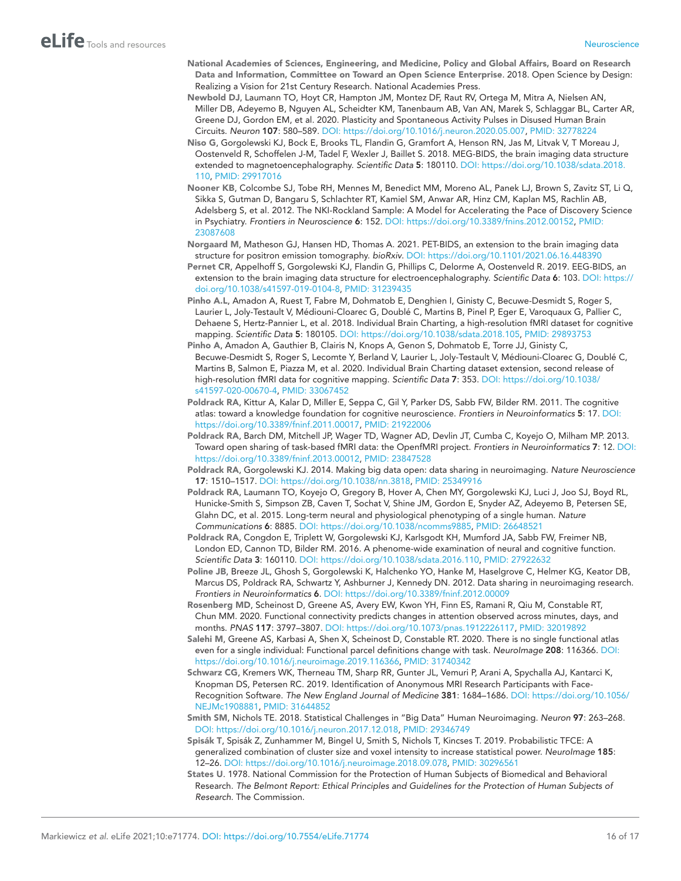**National Academies of Sciences, Engineering, and Medicine, Policy and Global Affairs, Board on Research Data and Information, Committee on Toward an Open Science Enterprise**. 2018. Open Science by Design: Realizing a Vision for 21st Century Research. National Academies Press.

**Newbold DJ**, Laumann TO, Hoyt CR, Hampton JM, Montez DF, Raut RV, Ortega M, Mitra A, Nielsen AN, Miller DB, Adeyemo B, Nguyen AL, Scheidter KM, Tanenbaum AB, Van AN, Marek S, Schlaggar BL, Carter AR, Greene DJ, Gordon EM, et al. 2020. Plasticity and Spontaneous Activity Pulses in Disused Human Brain Circuits. *Neuron* **107**: 580–589. DOI: https://doi.org/10.1016/j.neuron.2020.05.007, PMID: 32778224

**Niso G**, Gorgolewski KJ, Bock E, Brooks TL, Flandin G, Gramfort A, Henson RN, Jas M, Litvak V, T Moreau J, Oostenveld R, Schoffelen J-M, Tadel F, Wexler J, Baillet S. 2018. MEG-BIDS, the brain imaging data structure extended to magnetoencephalography. *Scientific Data* **5**: 180110. DOI: https://doi.org/10.1038/sdata.2018.110, PMID: 29917016

**Nooner KB**, Colcombe SJ, Tobe RH, Mennes M, Benedict MM, Moreno AL, Panek LJ, Brown S, Zavitz ST, Li Q, Sikka S, Gutman D, Bangaru S, Schlachter RT, Kamiel SM, Anwar AR, Hinz CM, Kaplan MS, Rachlin AB, Adelsberg S, et al. 2012. The NKI-Rockland Sample: A Model for Accelerating the Pace of Discovery Science in Psychiatry. *Frontiers in Neuroscience* **6**: 152. DOI: https://doi.org/10.3389/fnins.2012.00152, PMID: 23087608

**Norgaard M**, Matheson GJ, Hansen HD, Thomas A. 2021. PET-BIDS, an extension to the brain imaging data structure for positron emission tomography. *bioRxiv*. DOI: https://doi.org/10.1101/2021.06.16.448390

**Pernet CR**, Appelhoff S, Gorgolewski KJ, Flandin G, Phillips C, Delorme A, Oostenveld R. 2019. EEG-BIDS, an extension to the brain imaging data structure for electroencephalography. *Scientific Data* **6**: 103. DOI: https://doi.org/10.1038/s41597-019-0104-8, PMID: 31239435

**Pinho A.L**, Amadon A, Ruest T, Fabre M, Dohmatob E, Denghien I, Ginisty C, Becuwe-Desmidt S, Roger S, Laurier L, Joly-Testault V, Médiouni-Cloarec G, Doublé C, Martins B, Pinel P, Eger E, Varoquaux G, Pallier C, Dehaene S, Hertz-Pannier L, et al. 2018. Individual Brain Charting, a high-resolution fMRI dataset for cognitive mapping. *Scientific Data* **5**: 180105. DOI: https://doi.org/10.1038/sdata.2018.105, PMID: 29893753

**Pinho A**, Amadon A, Gauthier B, Clairis N, Knops A, Genon S, Dohmatob E, Torre JJ, Ginisty C, Becuwe-Desmidt S, Roger S, Lecomte Y, Berland V, Laurier L, Joly-Testault V, Médiouni-Cloarec G, Doublé C, Martins B, Salmon E, Piazza M, et al. 2020. Individual Brain Charting dataset extension, second release of high-resolution fMRI data for cognitive mapping. *Scientific Data* **7**: 353. DOI: https://doi.org/10.1038/s41597-020-00670-4, PMID: 33067452

**Poldrack RA**, Kittur A, Kalar D, Miller E, Seppa C, Gil Y, Parker DS, Sabb FW, Bilder RM. 2011. The cognitive atlas: toward a knowledge foundation for cognitive neuroscience. *Frontiers in Neuroinformatics* **5**: 17. DOI: https://doi.org/10.3389/fninf.2011.00017, PMID: 21922006

**Poldrack RA**, Barch DM, Mitchell JP, Wager TD, Wagner AD, Devlin JT, Cumba C, Koyejo O, Milham MP. 2013. Toward open sharing of task-based fMRI data: the OpenfMRI project. *Frontiers in Neuroinformatics* **7**: 12. DOI: https://doi.org/10.3389/fninf.2013.00012, PMID: 23847528

**Poldrack RA**, Gorgolewski KJ. 2014. Making big data open: data sharing in neuroimaging. *Nature Neuroscience* **17**: 1510–1517. DOI: https://doi.org/10.1038/nn.3818, PMID: 25349916

**Poldrack RA**, Laumann TO, Koyejo O, Gregory B, Hover A, Chen MY, Gorgolewski KJ, Luci J, Joo SJ, Boyd RL, Hunicke-Smith S, Simpson ZB, Caven T, Sochat V, Shine JM, Gordon E, Snyder AZ, Adeyemo B, Petersen SE, Glahn DC, et al. 2015. Long-term neural and physiological phenotyping of a single human. *Nature Communications* **6**: 8885. DOI: https://doi.org/10.1038/ncomms9885, PMID: 26648521

**Poldrack RA**, Congdon E, Triplett W, Gorgolewski KJ, Karlsgodt KH, Mumford JA, Sabb FW, Freimer NB, London ED, Cannon TD, Bilder RM. 2016. A phenome-wide examination of neural and cognitive function. *Scientific Data* **3**: 160110. DOI: https://doi.org/10.1038/sdata.2016.110, PMID: 27922632

**Poline JB**, Breeze JL, Ghosh S, Gorgolewski K, Halchenko YO, Hanke M, Haselgrove C, Helmer KG, Keator DB, Marcus DS, Poldrack RA, Schwartz Y, Ashburner J, Kennedy DN. 2012. Data sharing in neuroimaging research. *Frontiers in Neuroinformatics* **6**. DOI: https://doi.org/10.3389/fninf.2012.00009

**Rosenberg MD**, Scheinost D, Greene AS, Avery EW, Kwon YH, Finn ES, Ramani R, Qiu M, Constable RT, Chun MM. 2020. Functional connectivity predicts changes in attention observed across minutes, days, and months. *PNAS* **117**: 3797–3807. DOI: https://doi.org/10.1073/pnas.1912226117, PMID: 32019892

**Salehi M**, Greene AS, Karbasi A, Shen X, Scheinost D, Constable RT. 2020. There is no single functional atlas even for a single individual: Functional parcel definitions change with task. *NeuroImage* **208**: 116366. DOI: https://doi.org/10.1016/j.neuroimage.2019.116366, PMID: 31740342

**Schwarz CG**, Kremers WK, Therneau TM, Sharp RR, Gunter JL, Vemuri P, Arani A, Spychalla AJ, Kantarci K, Knopman DS, Petersen RC. 2019. Identification of Anonymous MRI Research Participants with Face-Recognition Software. *The New England Journal of Medicine* **381**: 1684–1686. DOI: https://doi.org/10.1056/NEJMc1908881, PMID: 31644852

**Smith SM**, Nichols TE. 2018. Statistical Challenges in "Big Data" Human Neuroimaging. *Neuron* **97**: 263–268. DOI: https://doi.org/10.1016/j.neuron.2017.12.018, PMID: 29346749

**Spisák T**, Spisák Z, Zunhammer M, Bingel U, Smith S, Nichols T, Kincses T. 2019. Probabilistic TFCE: A generalized combination of cluster size and voxel intensity to increase statistical power. *NeuroImage* **185**: 12–26. DOI: https://doi.org/10.1016/j.neuroimage.2018.09.078, PMID: 30296561

**States U**. 1978. National Commission for the Protection of Human Subjects of Biomedical and Behavioral Research. *The Belmont Report: Ethical Principles and Guidelines for the Protection of Human Subjects of Research*. The Commission.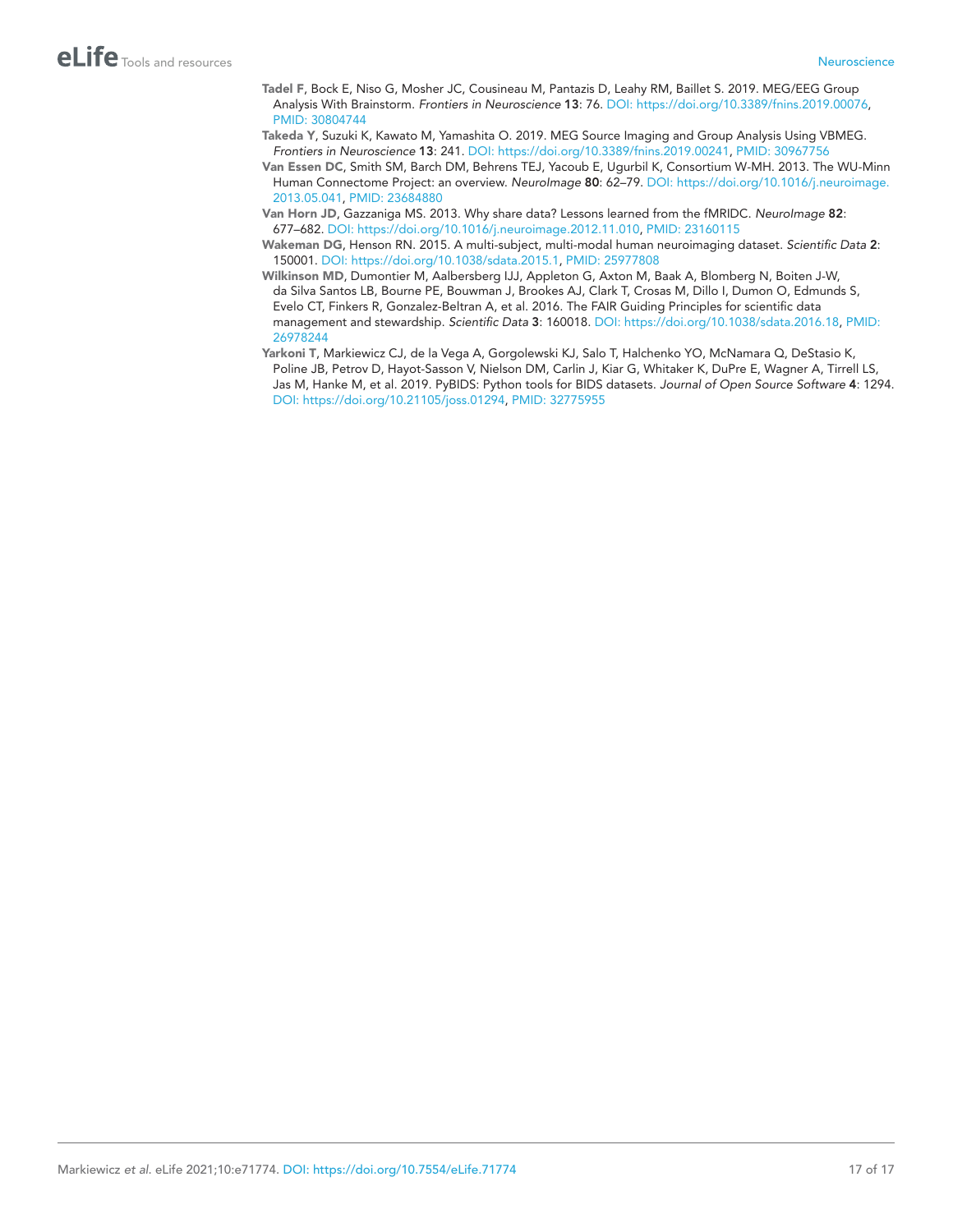**Tadel F**, Bock E, Niso G, Mosher JC, Cousineau M, Pantazis D, Leahy RM, Baillet S. 2019. MEG/EEG Group Analysis With Brainstorm. *Frontiers in Neuroscience* **13**: 76. DOI: https://doi.org/10.3389/fnins.2019.00076, PMID: 30804744

**Takeda Y**, Suzuki K, Kawato M, Yamashita O. 2019. MEG Source Imaging and Group Analysis Using VBMEG. *Frontiers in Neuroscience* **13**: 241. DOI: https://doi.org/10.3389/fnins.2019.00241, PMID: 30967756

**Van Essen DC**, Smith SM, Barch DM, Behrens TEJ, Yacoub E, Ugurbil K, Consortium W-MH. 2013. The WU-Minn Human Connectome Project: an overview. *NeuroImage* **80**: 62–79. DOI: https://doi.org/10.1016/j.neuroimage.2013.05.041, PMID: 23684880

**Van Horn JD**, Gazzaniga MS. 2013. Why share data? Lessons learned from the fMRIDC. *NeuroImage* **82**: 677–682. DOI: https://doi.org/10.1016/j.neuroimage.2012.11.010, PMID: 23160115

**Wakeman DG**, Henson RN. 2015. A multi-subject, multi-modal human neuroimaging dataset. *Scientific Data* **2**: 150001. DOI: https://doi.org/10.1038/sdata.2015.1, PMID: 25977808

**Wilkinson MD**, Dumontier M, Aalbersberg IJJ, Appleton G, Axton M, Baak A, Blomberg N, Boiten J-W, da Silva Santos LB, Bourne PE, Bouwman J, Brookes AJ, Clark T, Crosas M, Dillo I, Dumon O, Edmunds S, Evelo CT, Finkers R, Gonzalez-Beltran A, et al. 2016. The FAIR Guiding Principles for scientific data management and stewardship. *Scientific Data* **3**: 160018. DOI: https://doi.org/10.1038/sdata.2016.18, PMID: 26978244

**Yarkoni T**, Markiewicz CJ, de la Vega A, Gorgolewski KJ, Salo T, Halchenko YO, McNamara Q, DeStasio K, Poline JB, Petrov D, Hayot-Sasson V, Nielson DM, Carlin J, Kiar G, Whitaker K, DuPre E, Wagner A, Tirrell LS, Jas M, Hanke M, et al. 2019. PyBIDS: Python tools for BIDS datasets. *Journal of Open Source Software* **4**: 1294. DOI: https://doi.org/10.21105/joss.01294, PMID: 32775955